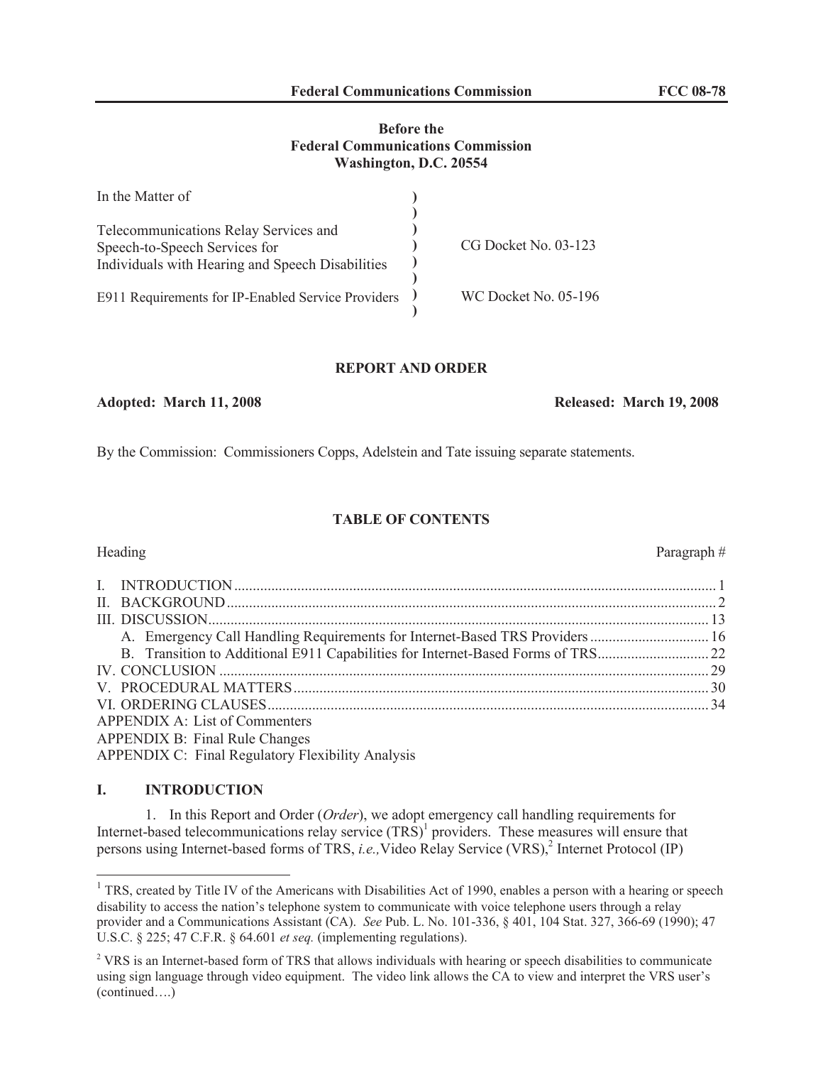**Before the**
**Federal Communications Commission**
**Washington, D.C. 20554**

| In the Matter of | | |
|---|---|---|
| Telecommunications Relay Services and Speech-to-Speech Services for Individuals with Hearing and Speech Disabilities | ) | CG Docket No. 03-123 |
| E911 Requirements for IP-Enabled Service Providers | ) | WC Docket No. 05-196 |

**REPORT AND ORDER**

**Adopted: March 11, 2008** **Released: March 19, 2008**

By the Commission: Commissioners Copps, Adelstein and Tate issuing separate statements.

**TABLE OF CONTENTS**

| Heading | Paragraph # |
|---|---|
| I. INTRODUCTION | 1 |
| II. BACKGROUND | 2 |
| III. DISCUSSION | 13 |
| A. Emergency Call Handling Requirements for Internet-Based TRS Providers | 16 |
| B. Transition to Additional E911 Capabilities for Internet-Based Forms of TRS | 22 |
| IV. CONCLUSION | 29 |
| V. PROCEDURAL MATTERS | 30 |
| VI. ORDERING CLAUSES | 34 |
| APPENDIX A: List of Commenters | |
| APPENDIX B: Final Rule Changes | |
| APPENDIX C: Final Regulatory Flexibility Analysis | |

## I. INTRODUCTION

1. In this Report and Order (*Order*), we adopt emergency call handling requirements for Internet-based telecommunications relay service (TRS)[1] providers. These measures will ensure that persons using Internet-based forms of TRS, *i.e.,* Video Relay Service (VRS),[2] Internet Protocol (IP)

---

[1] TRS, created by Title IV of the Americans with Disabilities Act of 1990, enables a person with a hearing or speech disability to access the nation's telephone system to communicate with voice telephone users through a relay provider and a Communications Assistant (CA). *See* Pub. L. No. 101-336, § 401, 104 Stat. 327, 366-69 (1990); 47 U.S.C. § 225; 47 C.F.R. § 64.601 *et seq.* (implementing regulations).

[2] VRS is an Internet-based form of TRS that allows individuals with hearing or speech disabilities to communicate using sign language through video equipment. The video link allows the CA to view and interpret the VRS user's (continued….)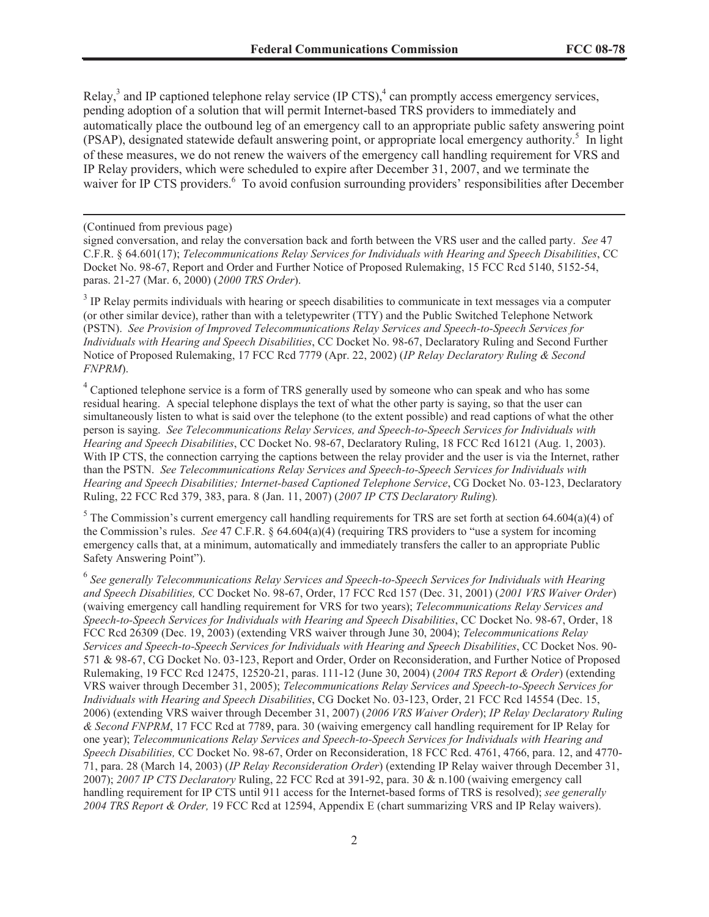Relay,[3] and IP captioned telephone relay service (IP CTS),[4] can promptly access emergency services, pending adoption of a solution that will permit Internet-based TRS providers to immediately and automatically place the outbound leg of an emergency call to an appropriate public safety answering point (PSAP), designated statewide default answering point, or appropriate local emergency authority.[5] In light of these measures, we do not renew the waivers of the emergency call handling requirement for VRS and IP Relay providers, which were scheduled to expire after December 31, 2007, and we terminate the waiver for IP CTS providers.[6] To avoid confusion surrounding providers' responsibilities after December

---

(Continued from previous page)

signed conversation, and relay the conversation back and forth between the VRS user and the called party. *See* 47 C.F.R. § 64.601(17); *Telecommunications Relay Services for Individuals with Hearing and Speech Disabilities*, CC Docket No. 98-67, Report and Order and Further Notice of Proposed Rulemaking, 15 FCC Rcd 5140, 5152-54, paras. 21-27 (Mar. 6, 2000) (*2000 TRS Order*).

[3] IP Relay permits individuals with hearing or speech disabilities to communicate in text messages via a computer (or other similar device), rather than with a teletypewriter (TTY) and the Public Switched Telephone Network (PSTN). *See Provision of Improved Telecommunications Relay Services and Speech-to-Speech Services for Individuals with Hearing and Speech Disabilities*, CC Docket No. 98-67, Declaratory Ruling and Second Further Notice of Proposed Rulemaking, 17 FCC Rcd 7779 (Apr. 22, 2002) (*IP Relay Declaratory Ruling & Second FNPRM*).

[4] Captioned telephone service is a form of TRS generally used by someone who can speak and who has some residual hearing. A special telephone displays the text of what the other party is saying, so that the user can simultaneously listen to what is said over the telephone (to the extent possible) and read captions of what the other person is saying. *See Telecommunications Relay Services, and Speech-to-Speech Services for Individuals with Hearing and Speech Disabilities*, CC Docket No. 98-67, Declaratory Ruling, 18 FCC Rcd 16121 (Aug. 1, 2003). With IP CTS, the connection carrying the captions between the relay provider and the user is via the Internet, rather than the PSTN. *See Telecommunications Relay Services and Speech-to-Speech Services for Individuals with Hearing and Speech Disabilities; Internet-based Captioned Telephone Service*, CG Docket No. 03-123, Declaratory Ruling, 22 FCC Rcd 379, 383, para. 8 (Jan. 11, 2007) (*2007 IP CTS Declaratory Ruling*).

[5] The Commission's current emergency call handling requirements for TRS are set forth at section 64.604(a)(4) of the Commission's rules. *See* 47 C.F.R. § 64.604(a)(4) (requiring TRS providers to "use a system for incoming emergency calls that, at a minimum, automatically and immediately transfers the caller to an appropriate Public Safety Answering Point").

[6] *See generally Telecommunications Relay Services and Speech-to-Speech Services for Individuals with Hearing and Speech Disabilities,* CC Docket No. 98-67, Order, 17 FCC Rcd 157 (Dec. 31, 2001) (*2001 VRS Waiver Order*) (waiving emergency call handling requirement for VRS for two years); *Telecommunications Relay Services and Speech-to-Speech Services for Individuals with Hearing and Speech Disabilities*, CC Docket No. 98-67, Order, 18 FCC Rcd 26309 (Dec. 19, 2003) (extending VRS waiver through June 30, 2004); *Telecommunications Relay Services and Speech-to-Speech Services for Individuals with Hearing and Speech Disabilities*, CC Docket Nos. 90-571 & 98-67, CG Docket No. 03-123, Report and Order, Order on Reconsideration, and Further Notice of Proposed Rulemaking, 19 FCC Rcd 12475, 12520-21, paras. 111-12 (June 30, 2004) (*2004 TRS Report & Order*) (extending VRS waiver through December 31, 2005); *Telecommunications Relay Services and Speech-to-Speech Services for Individuals with Hearing and Speech Disabilities*, CG Docket No. 03-123, Order, 21 FCC Rcd 14554 (Dec. 15, 2006) (extending VRS waiver through December 31, 2007) (*2006 VRS Waiver Order*); *IP Relay Declaratory Ruling & Second FNPRM*, 17 FCC Rcd at 7789, para. 30 (waiving emergency call handling requirement for IP Relay for one year); *Telecommunications Relay Services and Speech-to-Speech Services for Individuals with Hearing and Speech Disabilities,* CC Docket No. 98-67, Order on Reconsideration, 18 FCC Rcd. 4761, 4766, para. 12, and 4770-71, para. 28 (March 14, 2003) (*IP Relay Reconsideration Order*) (extending IP Relay waiver through December 31, 2007); *2007 IP CTS Declaratory* Ruling, 22 FCC Rcd at 391-92, para. 30 & n.100 (waiving emergency call handling requirement for IP CTS until 911 access for the Internet-based forms of TRS is resolved); *see generally 2004 TRS Report & Order,* 19 FCC Rcd at 12594, Appendix E (chart summarizing VRS and IP Relay waivers).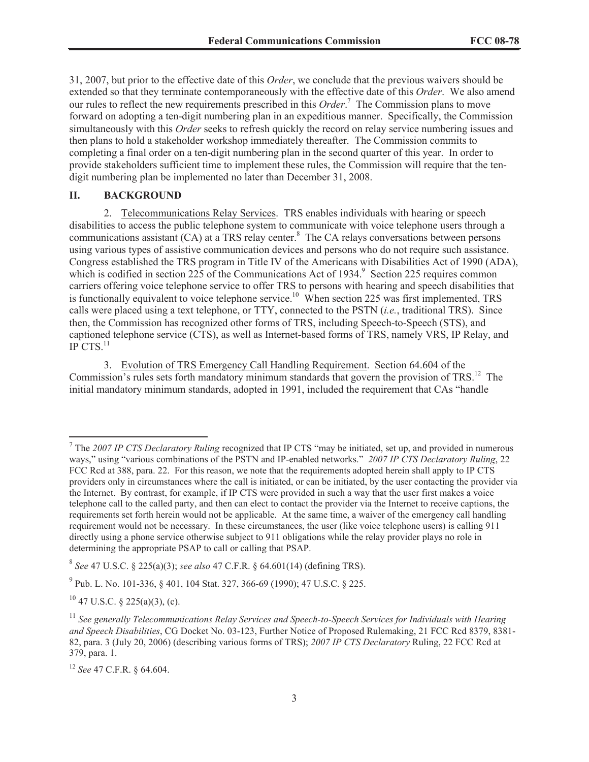31, 2007, but prior to the effective date of this *Order*, we conclude that the previous waivers should be extended so that they terminate contemporaneously with the effective date of this *Order*. We also amend our rules to reflect the new requirements prescribed in this *Order*.[7] The Commission plans to move forward on adopting a ten-digit numbering plan in an expeditious manner. Specifically, the Commission simultaneously with this *Order* seeks to refresh quickly the record on relay service numbering issues and then plans to hold a stakeholder workshop immediately thereafter. The Commission commits to completing a final order on a ten-digit numbering plan in the second quarter of this year. In order to provide stakeholders sufficient time to implement these rules, the Commission will require that the ten-digit numbering plan be implemented no later than December 31, 2008.

## II. BACKGROUND

2. Telecommunications Relay Services. TRS enables individuals with hearing or speech disabilities to access the public telephone system to communicate with voice telephone users through a communications assistant (CA) at a TRS relay center.[8] The CA relays conversations between persons using various types of assistive communication devices and persons who do not require such assistance. Congress established the TRS program in Title IV of the Americans with Disabilities Act of 1990 (ADA), which is codified in section 225 of the Communications Act of 1934.[9] Section 225 requires common carriers offering voice telephone service to offer TRS to persons with hearing and speech disabilities that is functionally equivalent to voice telephone service.[10] When section 225 was first implemented, TRS calls were placed using a text telephone, or TTY, connected to the PSTN (*i.e.*, traditional TRS). Since then, the Commission has recognized other forms of TRS, including Speech-to-Speech (STS), and captioned telephone service (CTS), as well as Internet-based forms of TRS, namely VRS, IP Relay, and IP CTS.[11]

3. Evolution of TRS Emergency Call Handling Requirement. Section 64.604 of the Commission's rules sets forth mandatory minimum standards that govern the provision of TRS.[12] The initial mandatory minimum standards, adopted in 1991, included the requirement that CAs "handle

---

[7] The *2007 IP CTS Declaratory Ruling* recognized that IP CTS "may be initiated, set up, and provided in numerous ways," using "various combinations of the PSTN and IP-enabled networks." *2007 IP CTS Declaratory Ruling*, 22 FCC Rcd at 388, para. 22. For this reason, we note that the requirements adopted herein shall apply to IP CTS providers only in circumstances where the call is initiated, or can be initiated, by the user contacting the provider via the Internet. By contrast, for example, if IP CTS were provided in such a way that the user first makes a voice telephone call to the called party, and then can elect to contact the provider via the Internet to receive captions, the requirements set forth herein would not be applicable. At the same time, a waiver of the emergency call handling requirement would not be necessary. In these circumstances, the user (like voice telephone users) is calling 911 directly using a phone service otherwise subject to 911 obligations while the relay provider plays no role in determining the appropriate PSAP to call or calling that PSAP.

[8] *See* 47 U.S.C. § 225(a)(3); *see also* 47 C.F.R. § 64.601(14) (defining TRS).

[9] Pub. L. No. 101-336, § 401, 104 Stat. 327, 366-69 (1990); 47 U.S.C. § 225.

[10] 47 U.S.C. § 225(a)(3), (c).

[11] *See generally Telecommunications Relay Services and Speech-to-Speech Services for Individuals with Hearing and Speech Disabilities*, CG Docket No. 03-123, Further Notice of Proposed Rulemaking, 21 FCC Rcd 8379, 8381-82, para. 3 (July 20, 2006) (describing various forms of TRS); *2007 IP CTS Declaratory* Ruling, 22 FCC Rcd at 379, para. 1.

[12] *See* 47 C.F.R. § 64.604.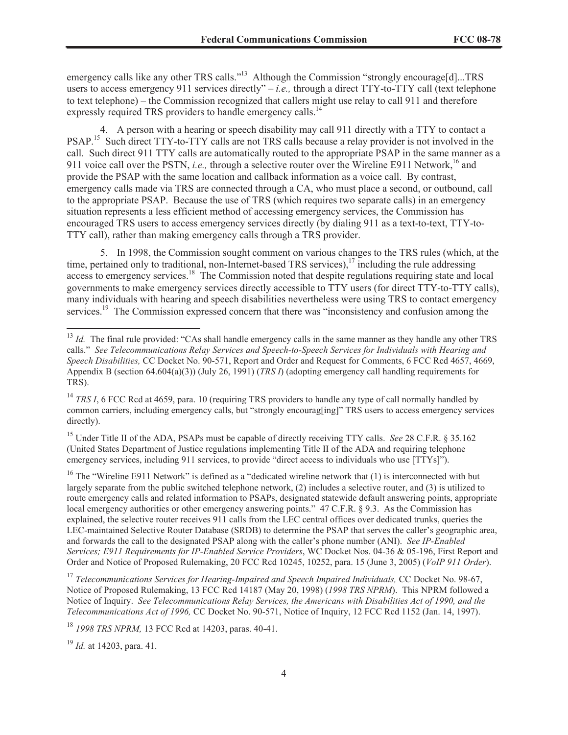emergency calls like any other TRS calls."[13] Although the Commission "strongly encourage[d]...TRS users to access emergency 911 services directly" – *i.e.,* through a direct TTY-to-TTY call (text telephone to text telephone) – the Commission recognized that callers might use relay to call 911 and therefore expressly required TRS providers to handle emergency calls.[14]

4. A person with a hearing or speech disability may call 911 directly with a TTY to contact a PSAP.[15] Such direct TTY-to-TTY calls are not TRS calls because a relay provider is not involved in the call. Such direct 911 TTY calls are automatically routed to the appropriate PSAP in the same manner as a 911 voice call over the PSTN, *i.e.,* through a selective router over the Wireline E911 Network,[16] and provide the PSAP with the same location and callback information as a voice call. By contrast, emergency calls made via TRS are connected through a CA, who must place a second, or outbound, call to the appropriate PSAP. Because the use of TRS (which requires two separate calls) in an emergency situation represents a less efficient method of accessing emergency services, the Commission has encouraged TRS users to access emergency services directly (by dialing 911 as a text-to-text, TTY-to-TTY call), rather than making emergency calls through a TRS provider.

5. In 1998, the Commission sought comment on various changes to the TRS rules (which, at the time, pertained only to traditional, non-Internet-based TRS services),[17] including the rule addressing access to emergency services.[18] The Commission noted that despite regulations requiring state and local governments to make emergency services directly accessible to TTY users (for direct TTY-to-TTY calls), many individuals with hearing and speech disabilities nevertheless were using TRS to contact emergency services.[19] The Commission expressed concern that there was "inconsistency and confusion among the

---

[13] *Id.* The final rule provided: "CAs shall handle emergency calls in the same manner as they handle any other TRS calls." *See Telecommunications Relay Services and Speech-to-Speech Services for Individuals with Hearing and Speech Disabilities,* CC Docket No. 90-571, Report and Order and Request for Comments, 6 FCC Rcd 4657, 4669, Appendix B (section 64.604(a)(3)) (July 26, 1991) (*TRS I*) (adopting emergency call handling requirements for TRS).

[14] *TRS I*, 6 FCC Rcd at 4659, para. 10 (requiring TRS providers to handle any type of call normally handled by common carriers, including emergency calls, but "strongly encourag[ing]" TRS users to access emergency services directly).

[15] Under Title II of the ADA, PSAPs must be capable of directly receiving TTY calls. *See* 28 C.F.R. § 35.162 (United States Department of Justice regulations implementing Title II of the ADA and requiring telephone emergency services, including 911 services, to provide "direct access to individuals who use [TTYs]").

[16] The "Wireline E911 Network" is defined as a "dedicated wireline network that (1) is interconnected with but largely separate from the public switched telephone network, (2) includes a selective router, and (3) is utilized to route emergency calls and related information to PSAPs, designated statewide default answering points, appropriate local emergency authorities or other emergency answering points." 47 C.F.R. § 9.3. As the Commission has explained, the selective router receives 911 calls from the LEC central offices over dedicated trunks, queries the LEC-maintained Selective Router Database (SRDB) to determine the PSAP that serves the caller's geographic area, and forwards the call to the designated PSAP along with the caller's phone number (ANI). *See IP-Enabled Services; E911 Requirements for IP-Enabled Service Providers*, WC Docket Nos. 04-36 & 05-196, First Report and Order and Notice of Proposed Rulemaking, 20 FCC Rcd 10245, 10252, para. 15 (June 3, 2005) (*VoIP 911 Order*).

[17] *Telecommunications Services for Hearing-Impaired and Speech Impaired Individuals,* CC Docket No. 98-67, Notice of Proposed Rulemaking, 13 FCC Rcd 14187 (May 20, 1998) (*1998 TRS NPRM*). This NPRM followed a Notice of Inquiry. *See Telecommunications Relay Services, the Americans with Disabilities Act of 1990, and the Telecommunications Act of 1996,* CC Docket No. 90-571, Notice of Inquiry, 12 FCC Rcd 1152 (Jan. 14, 1997).

[18] *1998 TRS NPRM,* 13 FCC Rcd at 14203, paras. 40-41.

[19] *Id.* at 14203, para. 41.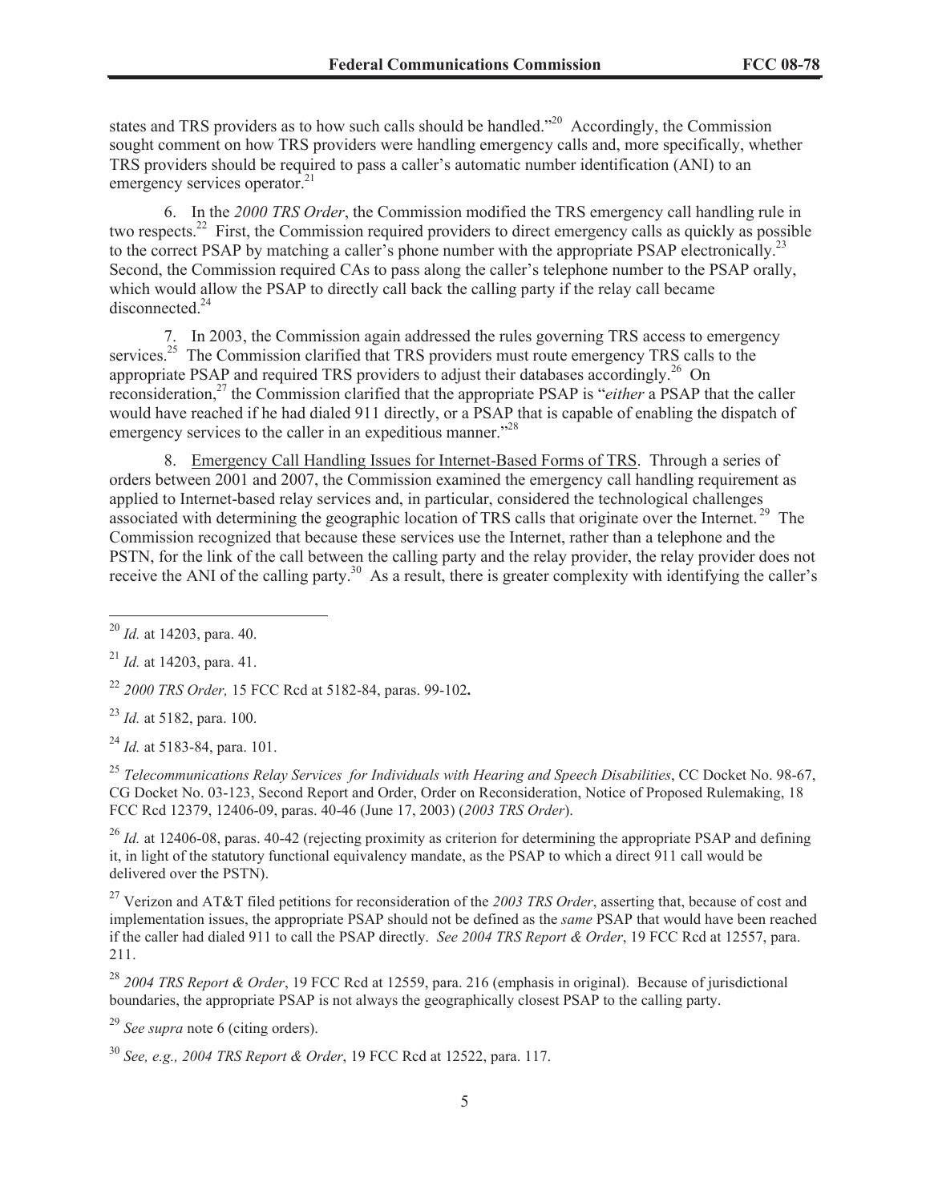states and TRS providers as to how such calls should be handled."[20] Accordingly, the Commission sought comment on how TRS providers were handling emergency calls and, more specifically, whether TRS providers should be required to pass a caller's automatic number identification (ANI) to an emergency services operator.[21]

6. In the *2000 TRS Order*, the Commission modified the TRS emergency call handling rule in two respects.[22] First, the Commission required providers to direct emergency calls as quickly as possible to the correct PSAP by matching a caller's phone number with the appropriate PSAP electronically.[23] Second, the Commission required CAs to pass along the caller's telephone number to the PSAP orally, which would allow the PSAP to directly call back the calling party if the relay call became disconnected.[24]

7. In 2003, the Commission again addressed the rules governing TRS access to emergency services.[25] The Commission clarified that TRS providers must route emergency TRS calls to the appropriate PSAP and required TRS providers to adjust their databases accordingly.[26] On reconsideration,[27] the Commission clarified that the appropriate PSAP is "*either* a PSAP that the caller would have reached if he had dialed 911 directly, or a PSAP that is capable of enabling the dispatch of emergency services to the caller in an expeditious manner."[28]

8. Emergency Call Handling Issues for Internet-Based Forms of TRS. Through a series of orders between 2001 and 2007, the Commission examined the emergency call handling requirement as applied to Internet-based relay services and, in particular, considered the technological challenges associated with determining the geographic location of TRS calls that originate over the Internet.[29] The Commission recognized that because these services use the Internet, rather than a telephone and the PSTN, for the link of the call between the calling party and the relay provider, the relay provider does not receive the ANI of the calling party.[30] As a result, there is greater complexity with identifying the caller's

---

[20] *Id.* at 14203, para. 40.

[21] *Id.* at 14203, para. 41.

[22] *2000 TRS Order,* 15 FCC Rcd at 5182-84, paras. 99-102**.**

[23] *Id.* at 5182, para. 100.

[24] *Id.* at 5183-84, para. 101.

[25] *Telecommunications Relay Services for Individuals with Hearing and Speech Disabilities*, CC Docket No. 98-67, CG Docket No. 03-123, Second Report and Order, Order on Reconsideration, Notice of Proposed Rulemaking, 18 FCC Rcd 12379, 12406-09, paras. 40-46 (June 17, 2003) (*2003 TRS Order*).

[26] *Id.* at 12406-08, paras. 40-42 (rejecting proximity as criterion for determining the appropriate PSAP and defining it, in light of the statutory functional equivalency mandate, as the PSAP to which a direct 911 call would be delivered over the PSTN).

[27] Verizon and AT&T filed petitions for reconsideration of the *2003 TRS Order*, asserting that, because of cost and implementation issues, the appropriate PSAP should not be defined as the *same* PSAP that would have been reached if the caller had dialed 911 to call the PSAP directly. *See 2004 TRS Report & Order*, 19 FCC Rcd at 12557, para. 211.

[28] *2004 TRS Report & Order*, 19 FCC Rcd at 12559, para. 216 (emphasis in original). Because of jurisdictional boundaries, the appropriate PSAP is not always the geographically closest PSAP to the calling party.

[29] *See supra* note 6 (citing orders).

[30] *See, e.g., 2004 TRS Report & Order*, 19 FCC Rcd at 12522, para. 117.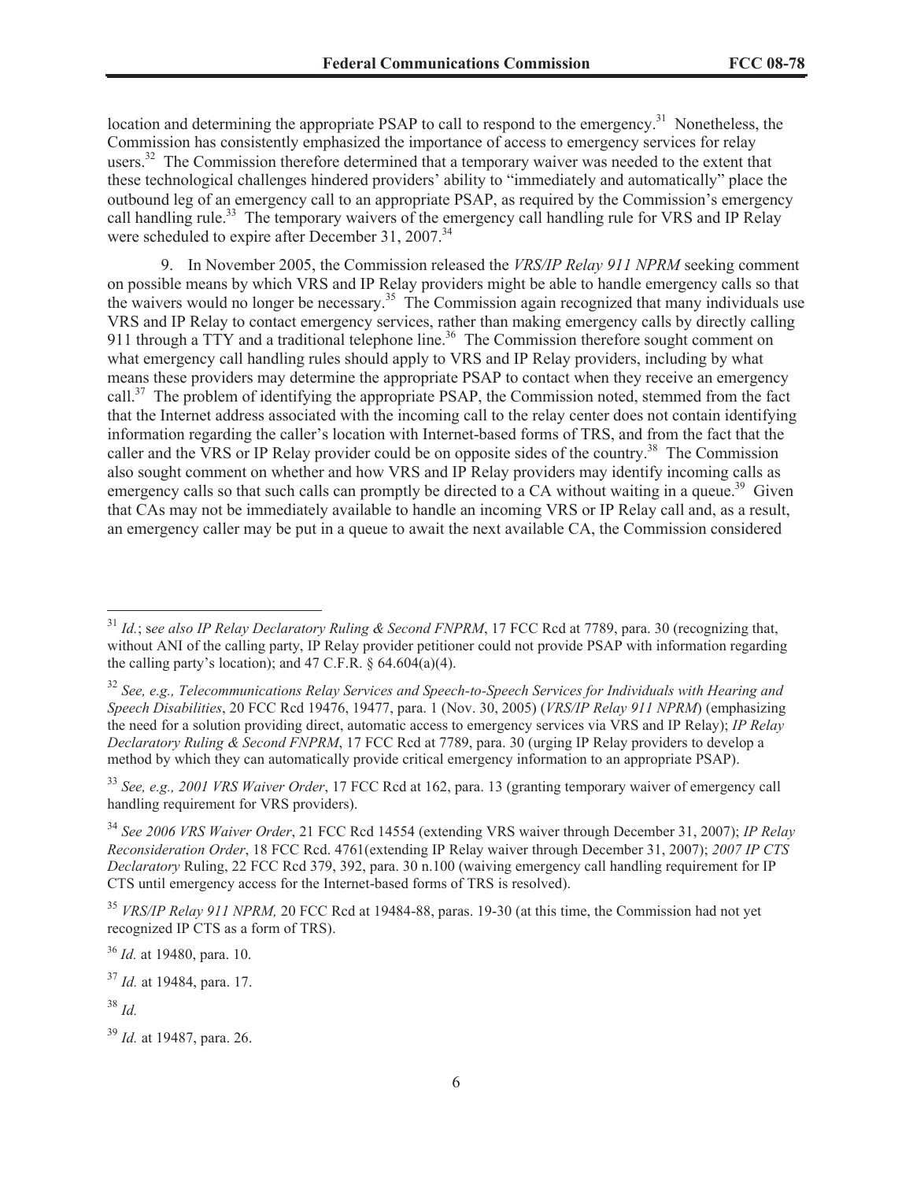location and determining the appropriate PSAP to call to respond to the emergency.[31] Nonetheless, the Commission has consistently emphasized the importance of access to emergency services for relay users.[32] The Commission therefore determined that a temporary waiver was needed to the extent that these technological challenges hindered providers' ability to "immediately and automatically" place the outbound leg of an emergency call to an appropriate PSAP, as required by the Commission's emergency call handling rule.[33] The temporary waivers of the emergency call handling rule for VRS and IP Relay were scheduled to expire after December 31, 2007.[34]

9. In November 2005, the Commission released the *VRS/IP Relay 911 NPRM* seeking comment on possible means by which VRS and IP Relay providers might be able to handle emergency calls so that the waivers would no longer be necessary.[35] The Commission again recognized that many individuals use VRS and IP Relay to contact emergency services, rather than making emergency calls by directly calling 911 through a TTY and a traditional telephone line.[36] The Commission therefore sought comment on what emergency call handling rules should apply to VRS and IP Relay providers, including by what means these providers may determine the appropriate PSAP to contact when they receive an emergency call.[37] The problem of identifying the appropriate PSAP, the Commission noted, stemmed from the fact that the Internet address associated with the incoming call to the relay center does not contain identifying information regarding the caller's location with Internet-based forms of TRS, and from the fact that the caller and the VRS or IP Relay provider could be on opposite sides of the country.[38] The Commission also sought comment on whether and how VRS and IP Relay providers may identify incoming calls as emergency calls so that such calls can promptly be directed to a CA without waiting in a queue.[39] Given that CAs may not be immediately available to handle an incoming VRS or IP Relay call and, as a result, an emergency caller may be put in a queue to await the next available CA, the Commission considered

---

[31] *Id.*; s*ee also IP Relay Declaratory Ruling & Second FNPRM*, 17 FCC Rcd at 7789, para. 30 (recognizing that, without ANI of the calling party, IP Relay provider petitioner could not provide PSAP with information regarding the calling party's location); and 47 C.F.R. § 64.604(a)(4).

[32] *See, e.g., Telecommunications Relay Services and Speech-to-Speech Services for Individuals with Hearing and Speech Disabilities*, 20 FCC Rcd 19476, 19477, para. 1 (Nov. 30, 2005) (*VRS/IP Relay 911 NPRM*) (emphasizing the need for a solution providing direct, automatic access to emergency services via VRS and IP Relay); *IP Relay Declaratory Ruling & Second FNPRM*, 17 FCC Rcd at 7789, para. 30 (urging IP Relay providers to develop a method by which they can automatically provide critical emergency information to an appropriate PSAP).

[33] *See, e.g., 2001 VRS Waiver Order*, 17 FCC Rcd at 162, para. 13 (granting temporary waiver of emergency call handling requirement for VRS providers).

[34] *See 2006 VRS Waiver Order*, 21 FCC Rcd 14554 (extending VRS waiver through December 31, 2007); *IP Relay Reconsideration Order*, 18 FCC Rcd. 4761(extending IP Relay waiver through December 31, 2007); *2007 IP CTS Declaratory* Ruling, 22 FCC Rcd 379, 392, para. 30 n.100 (waiving emergency call handling requirement for IP CTS until emergency access for the Internet-based forms of TRS is resolved).

[35] *VRS/IP Relay 911 NPRM,* 20 FCC Rcd at 19484-88, paras. 19-30 (at this time, the Commission had not yet recognized IP CTS as a form of TRS).

[36] *Id.* at 19480, para. 10.

[37] *Id.* at 19484, para. 17.

[38] *Id.*

[39] *Id.* at 19487, para. 26.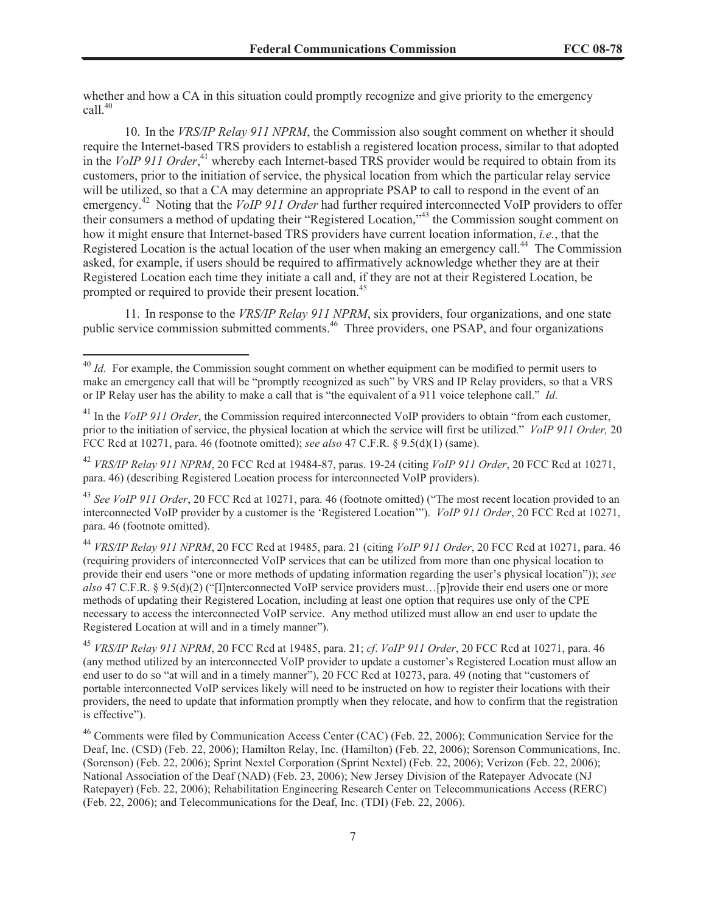whether and how a CA in this situation could promptly recognize and give priority to the emergency call.[40]

10. In the *VRS/IP Relay 911 NPRM*, the Commission also sought comment on whether it should require the Internet-based TRS providers to establish a registered location process, similar to that adopted in the *VoIP 911 Order*,[41] whereby each Internet-based TRS provider would be required to obtain from its customers, prior to the initiation of service, the physical location from which the particular relay service will be utilized, so that a CA may determine an appropriate PSAP to call to respond in the event of an emergency.[42] Noting that the *VoIP 911 Order* had further required interconnected VoIP providers to offer their consumers a method of updating their "Registered Location,"[43] the Commission sought comment on how it might ensure that Internet-based TRS providers have current location information, *i.e.*, that the Registered Location is the actual location of the user when making an emergency call.[44] The Commission asked, for example, if users should be required to affirmatively acknowledge whether they are at their Registered Location each time they initiate a call and, if they are not at their Registered Location, be prompted or required to provide their present location.[45]

11. In response to the *VRS/IP Relay 911 NPRM*, six providers, four organizations, and one state public service commission submitted comments.[46] Three providers, one PSAP, and four organizations

---

[40] *Id.* For example, the Commission sought comment on whether equipment can be modified to permit users to make an emergency call that will be "promptly recognized as such" by VRS and IP Relay providers, so that a VRS or IP Relay user has the ability to make a call that is "the equivalent of a 911 voice telephone call." *Id.*

[41] In the *VoIP 911 Order*, the Commission required interconnected VoIP providers to obtain "from each customer, prior to the initiation of service, the physical location at which the service will first be utilized." *VoIP 911 Order,* 20 FCC Rcd at 10271, para. 46 (footnote omitted); *see also* 47 C.F.R. § 9.5(d)(1) (same).

[42] *VRS/IP Relay 911 NPRM*, 20 FCC Rcd at 19484-87, paras. 19-24 (citing *VoIP 911 Order*, 20 FCC Rcd at 10271, para. 46) (describing Registered Location process for interconnected VoIP providers).

[43] *See VoIP 911 Order*, 20 FCC Rcd at 10271, para. 46 (footnote omitted) ("The most recent location provided to an interconnected VoIP provider by a customer is the 'Registered Location'"). *VoIP 911 Order*, 20 FCC Rcd at 10271, para. 46 (footnote omitted).

[44] *VRS/IP Relay 911 NPRM*, 20 FCC Rcd at 19485, para. 21 (citing *VoIP 911 Order*, 20 FCC Rcd at 10271, para. 46 (requiring providers of interconnected VoIP services that can be utilized from more than one physical location to provide their end users "one or more methods of updating information regarding the user's physical location")); *see also* 47 C.F.R. § 9.5(d)(2) ("[I]nterconnected VoIP service providers must…[p]rovide their end users one or more methods of updating their Registered Location, including at least one option that requires use only of the CPE necessary to access the interconnected VoIP service. Any method utilized must allow an end user to update the Registered Location at will and in a timely manner").

[45] *VRS/IP Relay 911 NPRM*, 20 FCC Rcd at 19485, para. 21; *cf*. *VoIP 911 Order*, 20 FCC Rcd at 10271, para. 46 (any method utilized by an interconnected VoIP provider to update a customer's Registered Location must allow an end user to do so "at will and in a timely manner"), 20 FCC Rcd at 10273, para. 49 (noting that "customers of portable interconnected VoIP services likely will need to be instructed on how to register their locations with their providers, the need to update that information promptly when they relocate, and how to confirm that the registration is effective").

[46] Comments were filed by Communication Access Center (CAC) (Feb. 22, 2006); Communication Service for the Deaf, Inc. (CSD) (Feb. 22, 2006); Hamilton Relay, Inc. (Hamilton) (Feb. 22, 2006); Sorenson Communications, Inc. (Sorenson) (Feb. 22, 2006); Sprint Nextel Corporation (Sprint Nextel) (Feb. 22, 2006); Verizon (Feb. 22, 2006); National Association of the Deaf (NAD) (Feb. 23, 2006); New Jersey Division of the Ratepayer Advocate (NJ Ratepayer) (Feb. 22, 2006); Rehabilitation Engineering Research Center on Telecommunications Access (RERC) (Feb. 22, 2006); and Telecommunications for the Deaf, Inc. (TDI) (Feb. 22, 2006).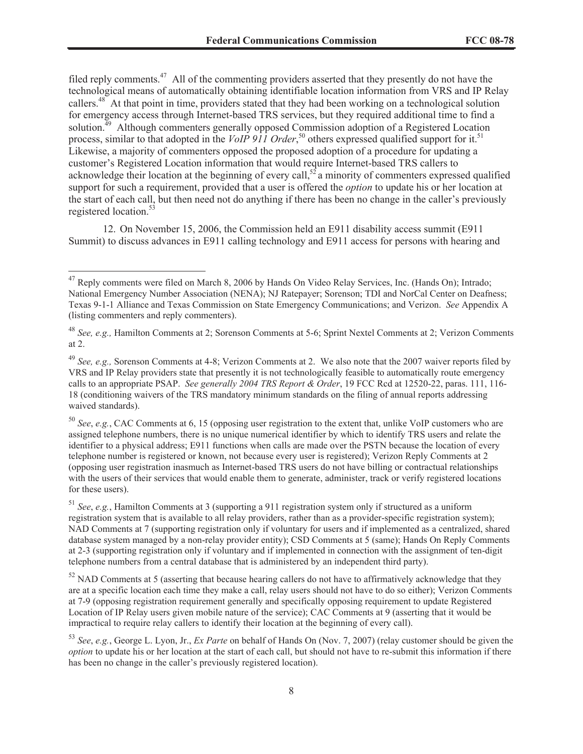filed reply comments.[47] All of the commenting providers asserted that they presently do not have the technological means of automatically obtaining identifiable location information from VRS and IP Relay callers.[48] At that point in time, providers stated that they had been working on a technological solution for emergency access through Internet-based TRS services, but they required additional time to find a solution.[49] Although commenters generally opposed Commission adoption of a Registered Location process, similar to that adopted in the *VoIP 911 Order*,[50] others expressed qualified support for it.[51] Likewise, a majority of commenters opposed the proposed adoption of a procedure for updating a customer's Registered Location information that would require Internet-based TRS callers to acknowledge their location at the beginning of every call,[52] a minority of commenters expressed qualified support for such a requirement, provided that a user is offered the *option* to update his or her location at the start of each call, but then need not do anything if there has been no change in the caller's previously registered location.[53]

12. On November 15, 2006, the Commission held an E911 disability access summit (E911 Summit) to discuss advances in E911 calling technology and E911 access for persons with hearing and

---

[47] Reply comments were filed on March 8, 2006 by Hands On Video Relay Services, Inc. (Hands On); Intrado; National Emergency Number Association (NENA); NJ Ratepayer; Sorenson; TDI and NorCal Center on Deafness; Texas 9-1-1 Alliance and Texas Commission on State Emergency Communications; and Verizon. *See* Appendix A (listing commenters and reply commenters).

[48] *See, e.g.,* Hamilton Comments at 2; Sorenson Comments at 5-6; Sprint Nextel Comments at 2; Verizon Comments at 2.

[49] *See, e.g.,* Sorenson Comments at 4-8; Verizon Comments at 2. We also note that the 2007 waiver reports filed by VRS and IP Relay providers state that presently it is not technologically feasible to automatically route emergency calls to an appropriate PSAP. *See generally 2004 TRS Report & Order*, 19 FCC Rcd at 12520-22, paras. 111, 116-18 (conditioning waivers of the TRS mandatory minimum standards on the filing of annual reports addressing waived standards).

[50] *See*, *e.g.*, CAC Comments at 6, 15 (opposing user registration to the extent that, unlike VoIP customers who are assigned telephone numbers, there is no unique numerical identifier by which to identify TRS users and relate the identifier to a physical address; E911 functions when calls are made over the PSTN because the location of every telephone number is registered or known, not because every user is registered); Verizon Reply Comments at 2 (opposing user registration inasmuch as Internet-based TRS users do not have billing or contractual relationships with the users of their services that would enable them to generate, administer, track or verify registered locations for these users).

[51] *See*, *e.g.*, Hamilton Comments at 3 (supporting a 911 registration system only if structured as a uniform registration system that is available to all relay providers, rather than as a provider-specific registration system); NAD Comments at 7 (supporting registration only if voluntary for users and if implemented as a centralized, shared database system managed by a non-relay provider entity); CSD Comments at 5 (same); Hands On Reply Comments at 2-3 (supporting registration only if voluntary and if implemented in connection with the assignment of ten-digit telephone numbers from a central database that is administered by an independent third party).

[52] NAD Comments at 5 (asserting that because hearing callers do not have to affirmatively acknowledge that they are at a specific location each time they make a call, relay users should not have to do so either); Verizon Comments at 7-9 (opposing registration requirement generally and specifically opposing requirement to update Registered Location of IP Relay users given mobile nature of the service); CAC Comments at 9 (asserting that it would be impractical to require relay callers to identify their location at the beginning of every call).

[53] *See*, *e.g.*, George L. Lyon, Jr., *Ex Parte* on behalf of Hands On (Nov. 7, 2007) (relay customer should be given the *option* to update his or her location at the start of each call, but should not have to re-submit this information if there has been no change in the caller's previously registered location).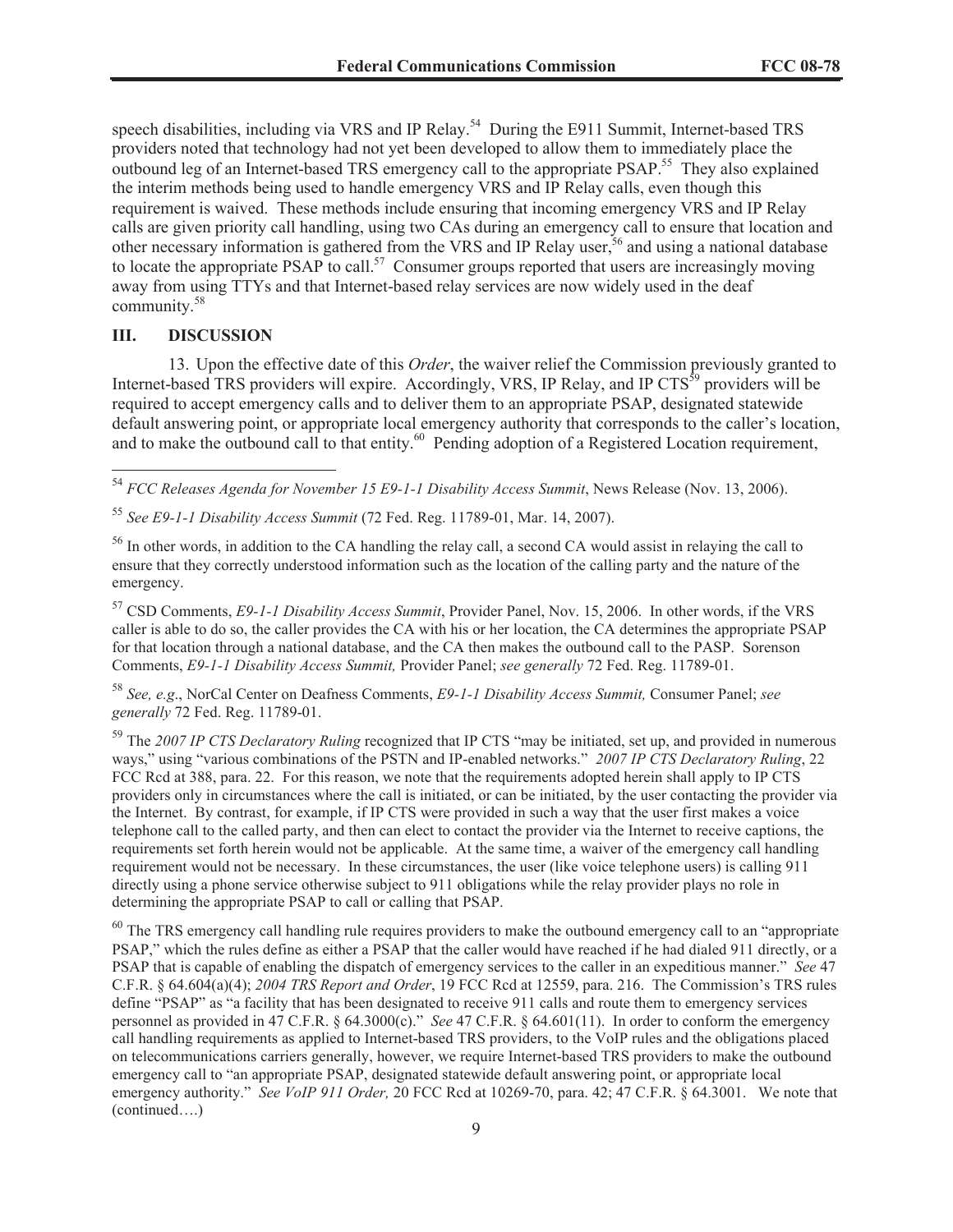speech disabilities, including via VRS and IP Relay.[54] During the E911 Summit, Internet-based TRS providers noted that technology had not yet been developed to allow them to immediately place the outbound leg of an Internet-based TRS emergency call to the appropriate PSAP.[55] They also explained the interim methods being used to handle emergency VRS and IP Relay calls, even though this requirement is waived. These methods include ensuring that incoming emergency VRS and IP Relay calls are given priority call handling, using two CAs during an emergency call to ensure that location and other necessary information is gathered from the VRS and IP Relay user,[56] and using a national database to locate the appropriate PSAP to call.[57] Consumer groups reported that users are increasingly moving away from using TTYs and that Internet-based relay services are now widely used in the deaf community.[58]

## III. DISCUSSION

13. Upon the effective date of this *Order*, the waiver relief the Commission previously granted to Internet-based TRS providers will expire. Accordingly, VRS, IP Relay, and IP CTS[59] providers will be required to accept emergency calls and to deliver them to an appropriate PSAP, designated statewide default answering point, or appropriate local emergency authority that corresponds to the caller's location, and to make the outbound call to that entity.[60] Pending adoption of a Registered Location requirement,

---

[54] *FCC Releases Agenda for November 15 E9-1-1 Disability Access Summit*, News Release (Nov. 13, 2006).

[55] *See E9-1-1 Disability Access Summit* (72 Fed. Reg. 11789-01, Mar. 14, 2007).

[56] In other words, in addition to the CA handling the relay call, a second CA would assist in relaying the call to ensure that they correctly understood information such as the location of the calling party and the nature of the emergency.

[57] CSD Comments, *E9-1-1 Disability Access Summit*, Provider Panel, Nov. 15, 2006. In other words, if the VRS caller is able to do so, the caller provides the CA with his or her location, the CA determines the appropriate PSAP for that location through a national database, and the CA then makes the outbound call to the PASP. Sorenson Comments, *E9-1-1 Disability Access Summit,* Provider Panel; *see generally* 72 Fed. Reg. 11789-01.

[58] *See, e.g*., NorCal Center on Deafness Comments, *E9-1-1 Disability Access Summit,* Consumer Panel; *see generally* 72 Fed. Reg. 11789-01.

[59] The *2007 IP CTS Declaratory Ruling* recognized that IP CTS "may be initiated, set up, and provided in numerous ways," using "various combinations of the PSTN and IP-enabled networks." *2007 IP CTS Declaratory Ruling*, 22 FCC Rcd at 388, para. 22. For this reason, we note that the requirements adopted herein shall apply to IP CTS providers only in circumstances where the call is initiated, or can be initiated, by the user contacting the provider via the Internet. By contrast, for example, if IP CTS were provided in such a way that the user first makes a voice telephone call to the called party, and then can elect to contact the provider via the Internet to receive captions, the requirements set forth herein would not be applicable. At the same time, a waiver of the emergency call handling requirement would not be necessary. In these circumstances, the user (like voice telephone users) is calling 911 directly using a phone service otherwise subject to 911 obligations while the relay provider plays no role in determining the appropriate PSAP to call or calling that PSAP.

[60] The TRS emergency call handling rule requires providers to make the outbound emergency call to an "appropriate PSAP," which the rules define as either a PSAP that the caller would have reached if he had dialed 911 directly, or a PSAP that is capable of enabling the dispatch of emergency services to the caller in an expeditious manner." *See* 47 C.F.R. § 64.604(a)(4); *2004 TRS Report and Order*, 19 FCC Rcd at 12559, para. 216. The Commission's TRS rules define "PSAP" as "a facility that has been designated to receive 911 calls and route them to emergency services personnel as provided in 47 C.F.R. § 64.3000(c)." *See* 47 C.F.R. § 64.601(11). In order to conform the emergency call handling requirements as applied to Internet-based TRS providers, to the VoIP rules and the obligations placed on telecommunications carriers generally, however, we require Internet-based TRS providers to make the outbound emergency call to "an appropriate PSAP, designated statewide default answering point, or appropriate local emergency authority." *See VoIP 911 Order,* 20 FCC Rcd at 10269-70, para. 42; 47 C.F.R. § 64.3001. We note that (continued….)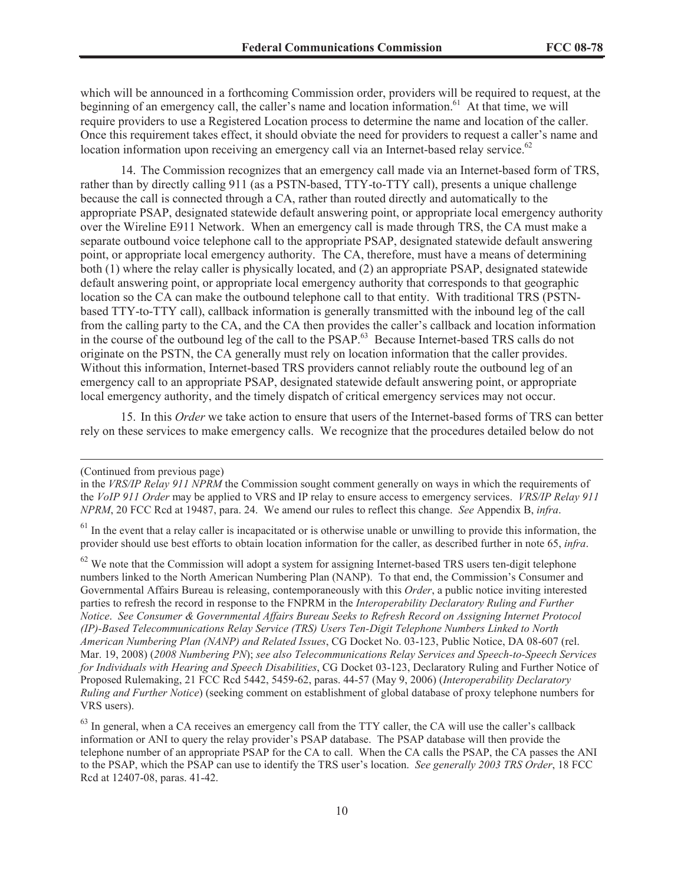which will be announced in a forthcoming Commission order, providers will be required to request, at the beginning of an emergency call, the caller's name and location information.[61] At that time, we will require providers to use a Registered Location process to determine the name and location of the caller. Once this requirement takes effect, it should obviate the need for providers to request a caller's name and location information upon receiving an emergency call via an Internet-based relay service.[62]

14. The Commission recognizes that an emergency call made via an Internet-based form of TRS, rather than by directly calling 911 (as a PSTN-based, TTY-to-TTY call), presents a unique challenge because the call is connected through a CA, rather than routed directly and automatically to the appropriate PSAP, designated statewide default answering point, or appropriate local emergency authority over the Wireline E911 Network. When an emergency call is made through TRS, the CA must make a separate outbound voice telephone call to the appropriate PSAP, designated statewide default answering point, or appropriate local emergency authority. The CA, therefore, must have a means of determining both (1) where the relay caller is physically located, and (2) an appropriate PSAP, designated statewide default answering point, or appropriate local emergency authority that corresponds to that geographic location so the CA can make the outbound telephone call to that entity. With traditional TRS (PSTN-based TTY-to-TTY call), callback information is generally transmitted with the inbound leg of the call from the calling party to the CA, and the CA then provides the caller's callback and location information in the course of the outbound leg of the call to the PSAP.[63] Because Internet-based TRS calls do not originate on the PSTN, the CA generally must rely on location information that the caller provides. Without this information, Internet-based TRS providers cannot reliably route the outbound leg of an emergency call to an appropriate PSAP, designated statewide default answering point, or appropriate local emergency authority, and the timely dispatch of critical emergency services may not occur.

15. In this *Order* we take action to ensure that users of the Internet-based forms of TRS can better rely on these services to make emergency calls. We recognize that the procedures detailed below do not

---

(Continued from previous page)
in the *VRS/IP Relay 911 NPRM* the Commission sought comment generally on ways in which the requirements of the *VoIP 911 Order* may be applied to VRS and IP relay to ensure access to emergency services. *VRS/IP Relay 911 NPRM*, 20 FCC Rcd at 19487, para. 24. We amend our rules to reflect this change. *See* Appendix B, *infra*.

[61] In the event that a relay caller is incapacitated or is otherwise unable or unwilling to provide this information, the provider should use best efforts to obtain location information for the caller, as described further in note 65, *infra*.

[62] We note that the Commission will adopt a system for assigning Internet-based TRS users ten-digit telephone numbers linked to the North American Numbering Plan (NANP). To that end, the Commission's Consumer and Governmental Affairs Bureau is releasing, contemporaneously with this *Order*, a public notice inviting interested parties to refresh the record in response to the FNPRM in the *Interoperability Declaratory Ruling and Further Notice*. *See Consumer & Governmental Affairs Bureau Seeks to Refresh Record on Assigning Internet Protocol (IP)-Based Telecommunications Relay Service (TRS) Users Ten-Digit Telephone Numbers Linked to North American Numbering Plan (NANP) and Related Issues*, CG Docket No. 03-123, Public Notice, DA 08-607 (rel. Mar. 19, 2008) (*2008 Numbering PN*); *see also Telecommunications Relay Services and Speech-to-Speech Services for Individuals with Hearing and Speech Disabilities*, CG Docket 03-123, Declaratory Ruling and Further Notice of Proposed Rulemaking, 21 FCC Rcd 5442, 5459-62, paras. 44-57 (May 9, 2006) (*Interoperability Declaratory Ruling and Further Notice*) (seeking comment on establishment of global database of proxy telephone numbers for VRS users).

[63] In general, when a CA receives an emergency call from the TTY caller, the CA will use the caller's callback information or ANI to query the relay provider's PSAP database. The PSAP database will then provide the telephone number of an appropriate PSAP for the CA to call. When the CA calls the PSAP, the CA passes the ANI to the PSAP, which the PSAP can use to identify the TRS user's location. *See generally 2003 TRS Order*, 18 FCC Rcd at 12407-08, paras. 41-42.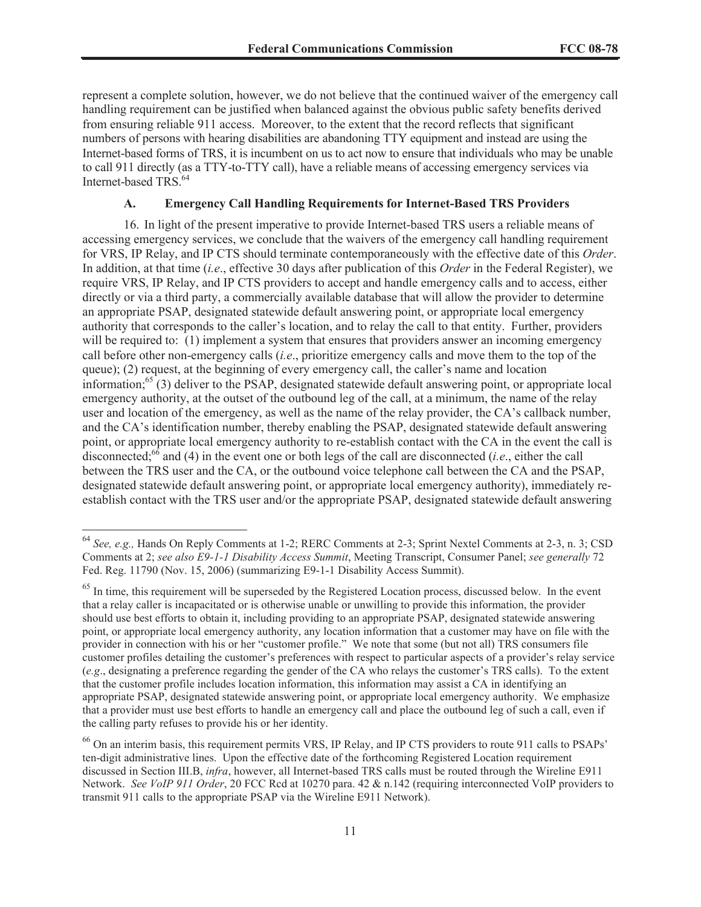represent a complete solution, however, we do not believe that the continued waiver of the emergency call handling requirement can be justified when balanced against the obvious public safety benefits derived from ensuring reliable 911 access. Moreover, to the extent that the record reflects that significant numbers of persons with hearing disabilities are abandoning TTY equipment and instead are using the Internet-based forms of TRS, it is incumbent on us to act now to ensure that individuals who may be unable to call 911 directly (as a TTY-to-TTY call), have a reliable means of accessing emergency services via Internet-based TRS.[64]

### A. Emergency Call Handling Requirements for Internet-Based TRS Providers

16. In light of the present imperative to provide Internet-based TRS users a reliable means of accessing emergency services, we conclude that the waivers of the emergency call handling requirement for VRS, IP Relay, and IP CTS should terminate contemporaneously with the effective date of this *Order*. In addition, at that time (*i.e*., effective 30 days after publication of this *Order* in the Federal Register), we require VRS, IP Relay, and IP CTS providers to accept and handle emergency calls and to access, either directly or via a third party, a commercially available database that will allow the provider to determine an appropriate PSAP, designated statewide default answering point, or appropriate local emergency authority that corresponds to the caller's location, and to relay the call to that entity. Further, providers will be required to: (1) implement a system that ensures that providers answer an incoming emergency call before other non-emergency calls (*i.e*., prioritize emergency calls and move them to the top of the queue); (2) request, at the beginning of every emergency call, the caller's name and location information;[65] (3) deliver to the PSAP, designated statewide default answering point, or appropriate local emergency authority, at the outset of the outbound leg of the call, at a minimum, the name of the relay user and location of the emergency, as well as the name of the relay provider, the CA's callback number, and the CA's identification number, thereby enabling the PSAP, designated statewide default answering point, or appropriate local emergency authority to re-establish contact with the CA in the event the call is disconnected;[66] and (4) in the event one or both legs of the call are disconnected (*i.e*., either the call between the TRS user and the CA, or the outbound voice telephone call between the CA and the PSAP, designated statewide default answering point, or appropriate local emergency authority), immediately re-establish contact with the TRS user and/or the appropriate PSAP, designated statewide default answering

---

[64] *See, e.g.,* Hands On Reply Comments at 1-2; RERC Comments at 2-3; Sprint Nextel Comments at 2-3, n. 3; CSD Comments at 2; *see also E9-1-1 Disability Access Summit*, Meeting Transcript, Consumer Panel; *see generally* 72 Fed. Reg. 11790 (Nov. 15, 2006) (summarizing E9-1-1 Disability Access Summit).

[65] In time, this requirement will be superseded by the Registered Location process, discussed below. In the event that a relay caller is incapacitated or is otherwise unable or unwilling to provide this information, the provider should use best efforts to obtain it, including providing to an appropriate PSAP, designated statewide answering point, or appropriate local emergency authority, any location information that a customer may have on file with the provider in connection with his or her "customer profile." We note that some (but not all) TRS consumers file customer profiles detailing the customer's preferences with respect to particular aspects of a provider's relay service (*e.g*., designating a preference regarding the gender of the CA who relays the customer's TRS calls). To the extent that the customer profile includes location information, this information may assist a CA in identifying an appropriate PSAP, designated statewide answering point, or appropriate local emergency authority. We emphasize that a provider must use best efforts to handle an emergency call and place the outbound leg of such a call, even if the calling party refuses to provide his or her identity.

[66] On an interim basis, this requirement permits VRS, IP Relay, and IP CTS providers to route 911 calls to PSAPs' ten-digit administrative lines. Upon the effective date of the forthcoming Registered Location requirement discussed in Section III.B, *infra*, however, all Internet-based TRS calls must be routed through the Wireline E911 Network. *See VoIP 911 Order*, 20 FCC Rcd at 10270 para. 42 & n.142 (requiring interconnected VoIP providers to transmit 911 calls to the appropriate PSAP via the Wireline E911 Network).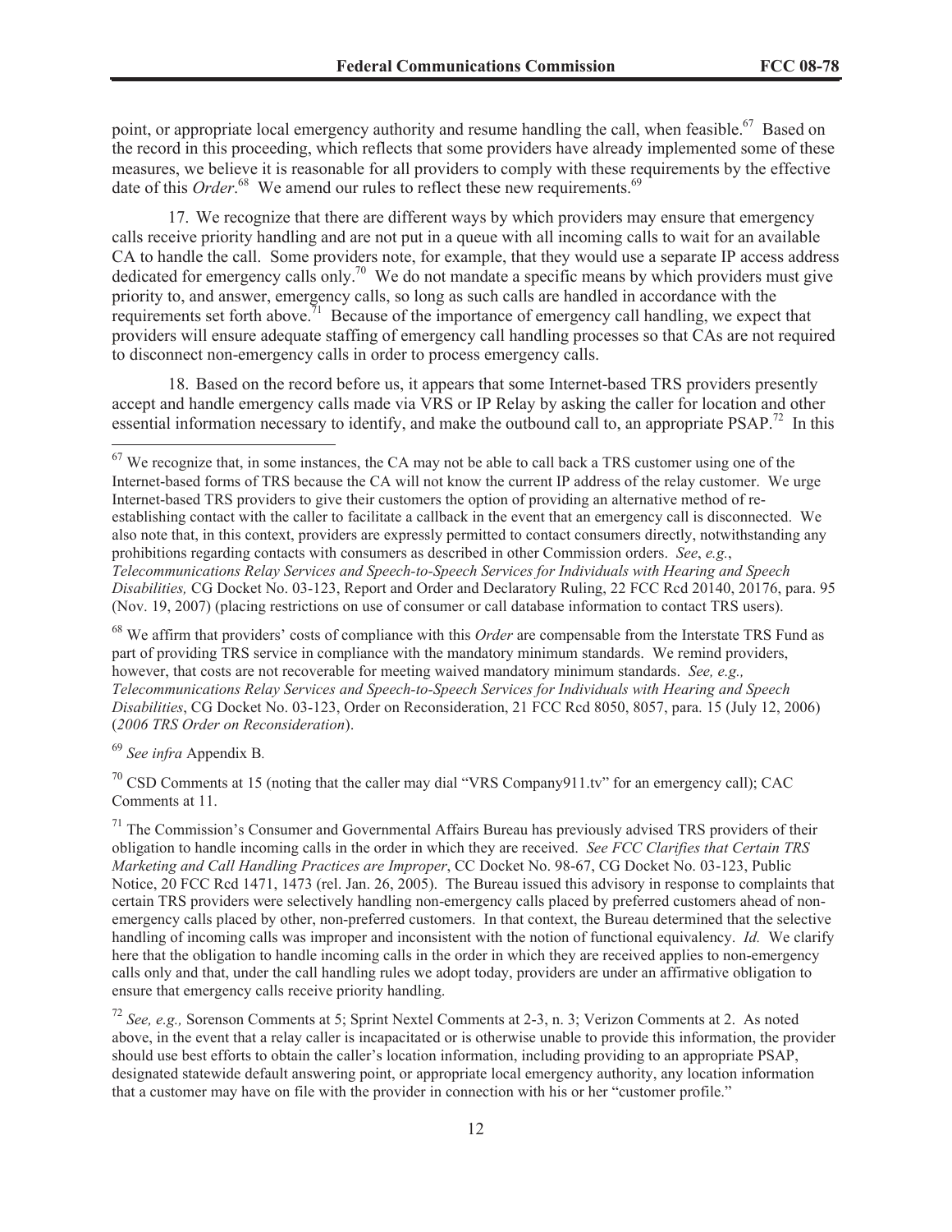point, or appropriate local emergency authority and resume handling the call, when feasible.[67] Based on the record in this proceeding, which reflects that some providers have already implemented some of these measures, we believe it is reasonable for all providers to comply with these requirements by the effective date of this *Order*.[68] We amend our rules to reflect these new requirements.[69]

17. We recognize that there are different ways by which providers may ensure that emergency calls receive priority handling and are not put in a queue with all incoming calls to wait for an available CA to handle the call. Some providers note, for example, that they would use a separate IP access address dedicated for emergency calls only.[70] We do not mandate a specific means by which providers must give priority to, and answer, emergency calls, so long as such calls are handled in accordance with the requirements set forth above.[71] Because of the importance of emergency call handling, we expect that providers will ensure adequate staffing of emergency call handling processes so that CAs are not required to disconnect non-emergency calls in order to process emergency calls.

18. Based on the record before us, it appears that some Internet-based TRS providers presently accept and handle emergency calls made via VRS or IP Relay by asking the caller for location and other essential information necessary to identify, and make the outbound call to, an appropriate PSAP.[72] In this

---

[67] We recognize that, in some instances, the CA may not be able to call back a TRS customer using one of the Internet-based forms of TRS because the CA will not know the current IP address of the relay customer. We urge Internet-based TRS providers to give their customers the option of providing an alternative method of re-establishing contact with the caller to facilitate a callback in the event that an emergency call is disconnected. We also note that, in this context, providers are expressly permitted to contact consumers directly, notwithstanding any prohibitions regarding contacts with consumers as described in other Commission orders. *See*, *e.g.*, *Telecommunications Relay Services and Speech-to-Speech Services for Individuals with Hearing and Speech Disabilities,* CG Docket No. 03-123, Report and Order and Declaratory Ruling, 22 FCC Rcd 20140, 20176, para. 95 (Nov. 19, 2007) (placing restrictions on use of consumer or call database information to contact TRS users).

[68] We affirm that providers' costs of compliance with this *Order* are compensable from the Interstate TRS Fund as part of providing TRS service in compliance with the mandatory minimum standards. We remind providers, however, that costs are not recoverable for meeting waived mandatory minimum standards. *See, e.g., Telecommunications Relay Services and Speech-to-Speech Services for Individuals with Hearing and Speech Disabilities*, CG Docket No. 03-123, Order on Reconsideration, 21 FCC Rcd 8050, 8057, para. 15 (July 12, 2006) (*2006 TRS Order on Reconsideration*).

[69] *See infra* Appendix B.

[70] CSD Comments at 15 (noting that the caller may dial "VRS Company911.tv" for an emergency call); CAC Comments at 11.

[71] The Commission's Consumer and Governmental Affairs Bureau has previously advised TRS providers of their obligation to handle incoming calls in the order in which they are received. *See FCC Clarifies that Certain TRS Marketing and Call Handling Practices are Improper*, CC Docket No. 98-67, CG Docket No. 03-123, Public Notice, 20 FCC Rcd 1471, 1473 (rel. Jan. 26, 2005). The Bureau issued this advisory in response to complaints that certain TRS providers were selectively handling non-emergency calls placed by preferred customers ahead of non-emergency calls placed by other, non-preferred customers. In that context, the Bureau determined that the selective handling of incoming calls was improper and inconsistent with the notion of functional equivalency. *Id.* We clarify here that the obligation to handle incoming calls in the order in which they are received applies to non-emergency calls only and that, under the call handling rules we adopt today, providers are under an affirmative obligation to ensure that emergency calls receive priority handling.

[72] *See, e.g.,* Sorenson Comments at 5; Sprint Nextel Comments at 2-3, n. 3; Verizon Comments at 2. As noted above, in the event that a relay caller is incapacitated or is otherwise unable to provide this information, the provider should use best efforts to obtain the caller's location information, including providing to an appropriate PSAP, designated statewide default answering point, or appropriate local emergency authority, any location information that a customer may have on file with the provider in connection with his or her "customer profile."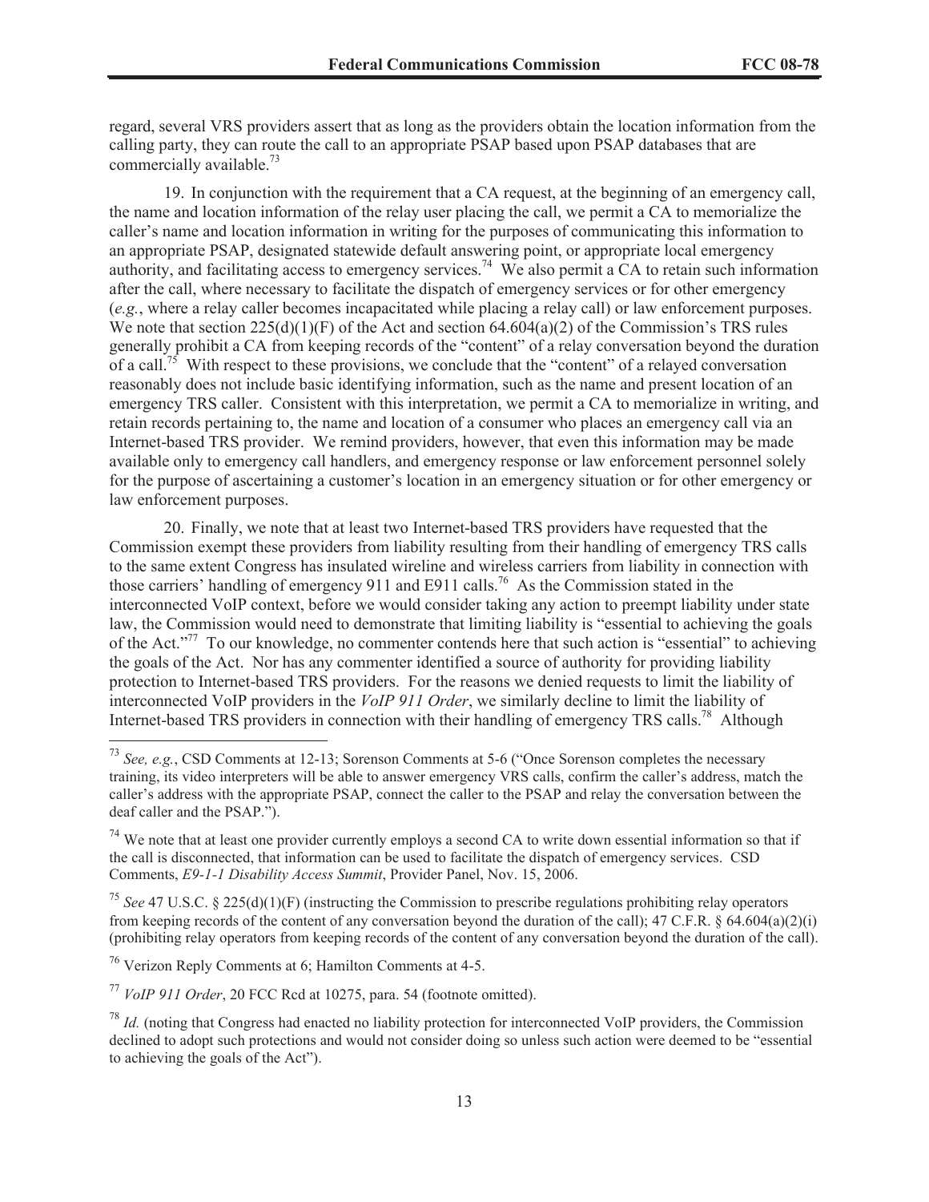regard, several VRS providers assert that as long as the providers obtain the location information from the calling party, they can route the call to an appropriate PSAP based upon PSAP databases that are commercially available.[73]

19. In conjunction with the requirement that a CA request, at the beginning of an emergency call, the name and location information of the relay user placing the call, we permit a CA to memorialize the caller's name and location information in writing for the purposes of communicating this information to an appropriate PSAP, designated statewide default answering point, or appropriate local emergency authority, and facilitating access to emergency services.[74] We also permit a CA to retain such information after the call, where necessary to facilitate the dispatch of emergency services or for other emergency (*e.g.*, where a relay caller becomes incapacitated while placing a relay call) or law enforcement purposes. We note that section 225(d)(1)(F) of the Act and section 64.604(a)(2) of the Commission's TRS rules generally prohibit a CA from keeping records of the "content" of a relay conversation beyond the duration of a call.[75] With respect to these provisions, we conclude that the "content" of a relayed conversation reasonably does not include basic identifying information, such as the name and present location of an emergency TRS caller. Consistent with this interpretation, we permit a CA to memorialize in writing, and retain records pertaining to, the name and location of a consumer who places an emergency call via an Internet-based TRS provider. We remind providers, however, that even this information may be made available only to emergency call handlers, and emergency response or law enforcement personnel solely for the purpose of ascertaining a customer's location in an emergency situation or for other emergency or law enforcement purposes.

20. Finally, we note that at least two Internet-based TRS providers have requested that the Commission exempt these providers from liability resulting from their handling of emergency TRS calls to the same extent Congress has insulated wireline and wireless carriers from liability in connection with those carriers' handling of emergency 911 and E911 calls.[76] As the Commission stated in the interconnected VoIP context, before we would consider taking any action to preempt liability under state law, the Commission would need to demonstrate that limiting liability is "essential to achieving the goals of the Act."[77] To our knowledge, no commenter contends here that such action is "essential" to achieving the goals of the Act. Nor has any commenter identified a source of authority for providing liability protection to Internet-based TRS providers. For the reasons we denied requests to limit the liability of interconnected VoIP providers in the *VoIP 911 Order*, we similarly decline to limit the liability of Internet-based TRS providers in connection with their handling of emergency TRS calls.[78] Although

---

[73] *See, e.g.*, CSD Comments at 12-13; Sorenson Comments at 5-6 ("Once Sorenson completes the necessary training, its video interpreters will be able to answer emergency VRS calls, confirm the caller's address, match the caller's address with the appropriate PSAP, connect the caller to the PSAP and relay the conversation between the deaf caller and the PSAP.").

[74] We note that at least one provider currently employs a second CA to write down essential information so that if the call is disconnected, that information can be used to facilitate the dispatch of emergency services. CSD Comments, *E9-1-1 Disability Access Summit*, Provider Panel, Nov. 15, 2006.

[75] *See* 47 U.S.C. § 225(d)(1)(F) (instructing the Commission to prescribe regulations prohibiting relay operators from keeping records of the content of any conversation beyond the duration of the call); 47 C.F.R. § 64.604(a)(2)(i) (prohibiting relay operators from keeping records of the content of any conversation beyond the duration of the call).

[76] Verizon Reply Comments at 6; Hamilton Comments at 4-5.

[77] *VoIP 911 Order*, 20 FCC Rcd at 10275, para. 54 (footnote omitted).

[78] *Id.* (noting that Congress had enacted no liability protection for interconnected VoIP providers, the Commission declined to adopt such protections and would not consider doing so unless such action were deemed to be "essential to achieving the goals of the Act").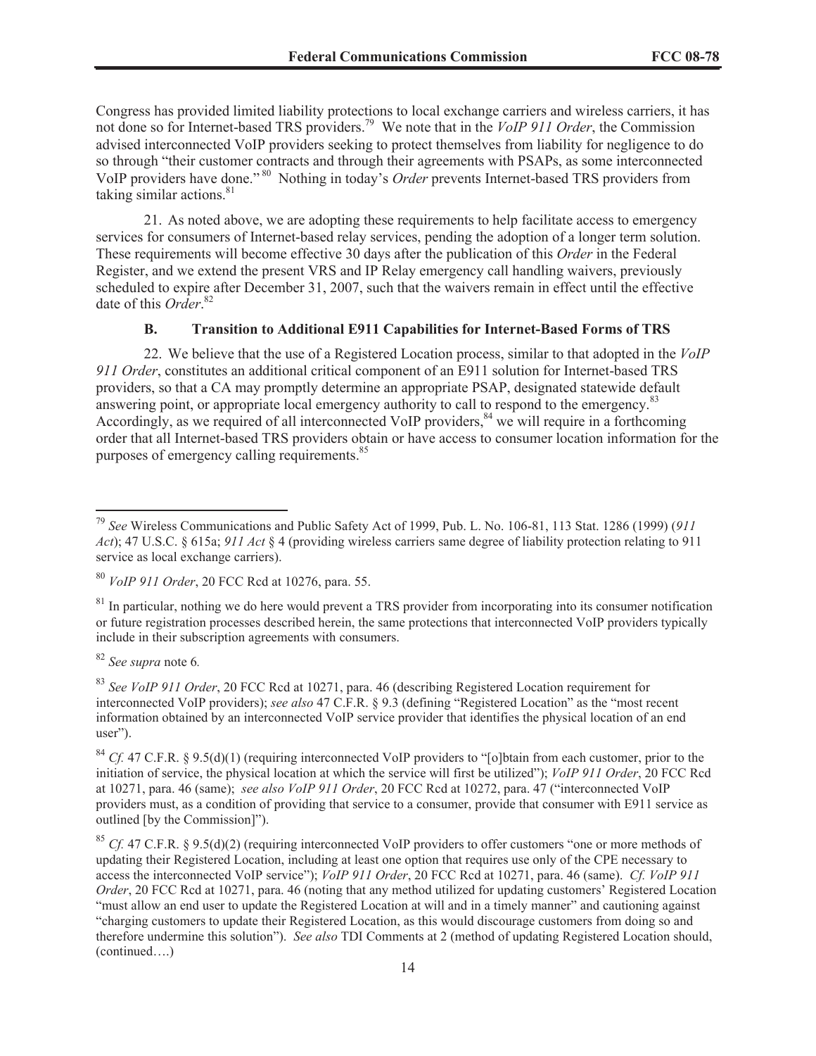Congress has provided limited liability protections to local exchange carriers and wireless carriers, it has not done so for Internet-based TRS providers.[79] We note that in the *VoIP 911 Order*, the Commission advised interconnected VoIP providers seeking to protect themselves from liability for negligence to do so through "their customer contracts and through their agreements with PSAPs, as some interconnected VoIP providers have done."[80] Nothing in today's *Order* prevents Internet-based TRS providers from taking similar actions.[81]

21. As noted above, we are adopting these requirements to help facilitate access to emergency services for consumers of Internet-based relay services, pending the adoption of a longer term solution. These requirements will become effective 30 days after the publication of this *Order* in the Federal Register, and we extend the present VRS and IP Relay emergency call handling waivers, previously scheduled to expire after December 31, 2007, such that the waivers remain in effect until the effective date of this *Order*.[82]

### B. Transition to Additional E911 Capabilities for Internet-Based Forms of TRS

22. We believe that the use of a Registered Location process, similar to that adopted in the *VoIP 911 Order*, constitutes an additional critical component of an E911 solution for Internet-based TRS providers, so that a CA may promptly determine an appropriate PSAP, designated statewide default answering point, or appropriate local emergency authority to call to respond to the emergency.[83] Accordingly, as we required of all interconnected VoIP providers,[84] we will require in a forthcoming order that all Internet-based TRS providers obtain or have access to consumer location information for the purposes of emergency calling requirements.[85]

---

[79] *See* Wireless Communications and Public Safety Act of 1999, Pub. L. No. 106-81, 113 Stat. 1286 (1999) (*911 Act*); 47 U.S.C. § 615a; *911 Act* § 4 (providing wireless carriers same degree of liability protection relating to 911 service as local exchange carriers).

[80] *VoIP 911 Order*, 20 FCC Rcd at 10276, para. 55.

[81] In particular, nothing we do here would prevent a TRS provider from incorporating into its consumer notification or future registration processes described herein, the same protections that interconnected VoIP providers typically include in their subscription agreements with consumers.

[82] *See supra* note 6.

[83] *See VoIP 911 Order*, 20 FCC Rcd at 10271, para. 46 (describing Registered Location requirement for interconnected VoIP providers); *see also* 47 C.F.R. § 9.3 (defining "Registered Location" as the "most recent information obtained by an interconnected VoIP service provider that identifies the physical location of an end user").

[84] *Cf.* 47 C.F.R. § 9.5(d)(1) (requiring interconnected VoIP providers to "[o]btain from each customer, prior to the initiation of service, the physical location at which the service will first be utilized"); *VoIP 911 Order*, 20 FCC Rcd at 10271, para. 46 (same); *see also VoIP 911 Order*, 20 FCC Rcd at 10272, para. 47 ("interconnected VoIP providers must, as a condition of providing that service to a consumer, provide that consumer with E911 service as outlined [by the Commission]").

[85] *Cf.* 47 C.F.R. § 9.5(d)(2) (requiring interconnected VoIP providers to offer customers "one or more methods of updating their Registered Location, including at least one option that requires use only of the CPE necessary to access the interconnected VoIP service"); *VoIP 911 Order*, 20 FCC Rcd at 10271, para. 46 (same). *Cf. VoIP 911 Order*, 20 FCC Rcd at 10271, para. 46 (noting that any method utilized for updating customers' Registered Location "must allow an end user to update the Registered Location at will and in a timely manner" and cautioning against "charging customers to update their Registered Location, as this would discourage customers from doing so and therefore undermine this solution"). *See also* TDI Comments at 2 (method of updating Registered Location should, (continued….)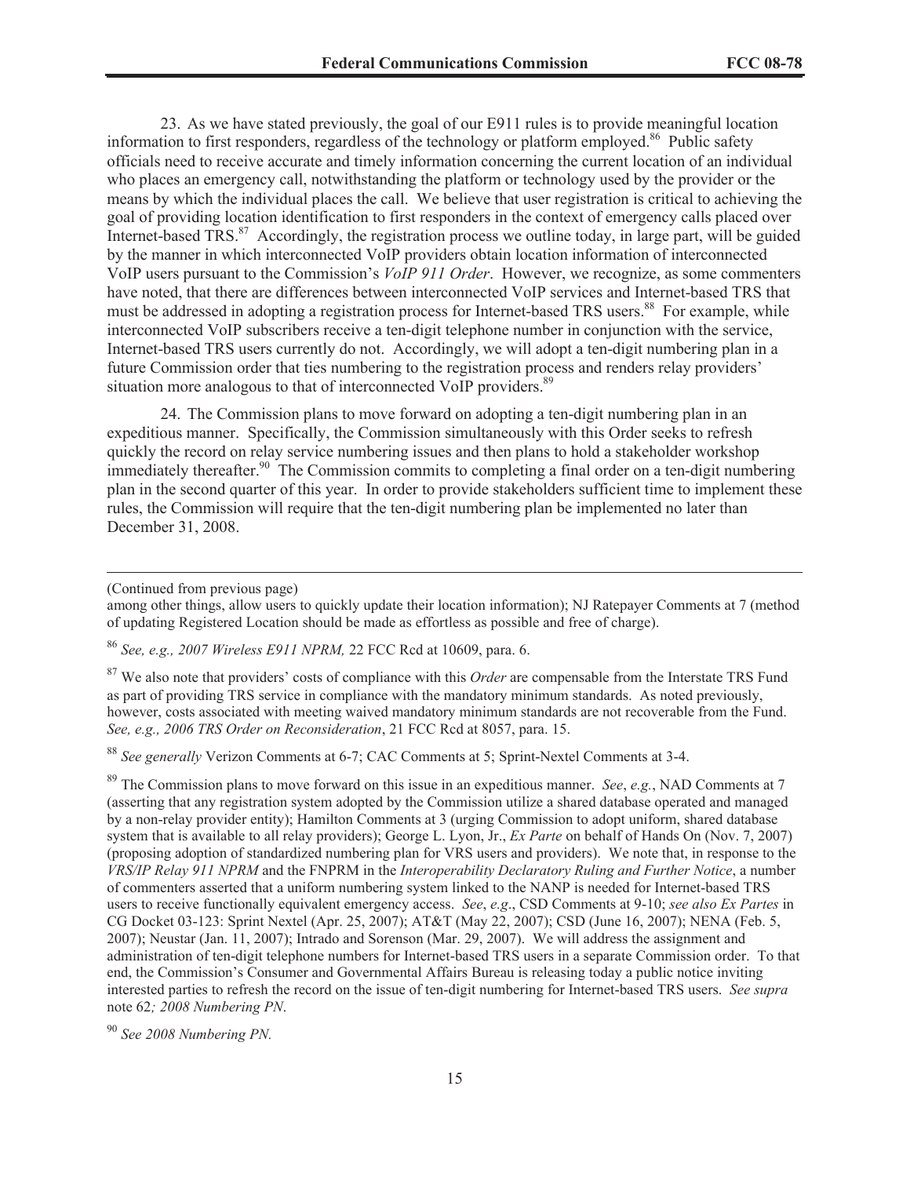23. As we have stated previously, the goal of our E911 rules is to provide meaningful location information to first responders, regardless of the technology or platform employed.[86] Public safety officials need to receive accurate and timely information concerning the current location of an individual who places an emergency call, notwithstanding the platform or technology used by the provider or the means by which the individual places the call. We believe that user registration is critical to achieving the goal of providing location identification to first responders in the context of emergency calls placed over Internet-based TRS.[87] Accordingly, the registration process we outline today, in large part, will be guided by the manner in which interconnected VoIP providers obtain location information of interconnected VoIP users pursuant to the Commission's *VoIP 911 Order*. However, we recognize, as some commenters have noted, that there are differences between interconnected VoIP services and Internet-based TRS that must be addressed in adopting a registration process for Internet-based TRS users.[88] For example, while interconnected VoIP subscribers receive a ten-digit telephone number in conjunction with the service, Internet-based TRS users currently do not. Accordingly, we will adopt a ten-digit numbering plan in a future Commission order that ties numbering to the registration process and renders relay providers' situation more analogous to that of interconnected VoIP providers.[89]

24. The Commission plans to move forward on adopting a ten-digit numbering plan in an expeditious manner. Specifically, the Commission simultaneously with this Order seeks to refresh quickly the record on relay service numbering issues and then plans to hold a stakeholder workshop immediately thereafter.[90] The Commission commits to completing a final order on a ten-digit numbering plan in the second quarter of this year. In order to provide stakeholders sufficient time to implement these rules, the Commission will require that the ten-digit numbering plan be implemented no later than December 31, 2008.

---

(Continued from previous page)

among other things, allow users to quickly update their location information); NJ Ratepayer Comments at 7 (method of updating Registered Location should be made as effortless as possible and free of charge).

[86] *See, e.g., 2007 Wireless E911 NPRM,* 22 FCC Rcd at 10609, para. 6.

[87] We also note that providers' costs of compliance with this *Order* are compensable from the Interstate TRS Fund as part of providing TRS service in compliance with the mandatory minimum standards. As noted previously, however, costs associated with meeting waived mandatory minimum standards are not recoverable from the Fund. *See, e.g., 2006 TRS Order on Reconsideration*, 21 FCC Rcd at 8057, para. 15.

[88] *See generally* Verizon Comments at 6-7; CAC Comments at 5; Sprint-Nextel Comments at 3-4.

[89] The Commission plans to move forward on this issue in an expeditious manner. *See*, *e.g.*, NAD Comments at 7 (asserting that any registration system adopted by the Commission utilize a shared database operated and managed by a non-relay provider entity); Hamilton Comments at 3 (urging Commission to adopt uniform, shared database system that is available to all relay providers); George L. Lyon, Jr., *Ex Parte* on behalf of Hands On (Nov. 7, 2007) (proposing adoption of standardized numbering plan for VRS users and providers). We note that, in response to the *VRS/IP Relay 911 NPRM* and the FNPRM in the *Interoperability Declaratory Ruling and Further Notice*, a number of commenters asserted that a uniform numbering system linked to the NANP is needed for Internet-based TRS users to receive functionally equivalent emergency access. *See*, *e.g*., CSD Comments at 9-10; *see also Ex Partes* in CG Docket 03-123: Sprint Nextel (Apr. 25, 2007); AT&T (May 22, 2007); CSD (June 16, 2007); NENA (Feb. 5, 2007); Neustar (Jan. 11, 2007); Intrado and Sorenson (Mar. 29, 2007). We will address the assignment and administration of ten-digit telephone numbers for Internet-based TRS users in a separate Commission order. To that end, the Commission's Consumer and Governmental Affairs Bureau is releasing today a public notice inviting interested parties to refresh the record on the issue of ten-digit numbering for Internet-based TRS users. *See supra* note 62*; 2008 Numbering PN*.

[90] *See 2008 Numbering PN.*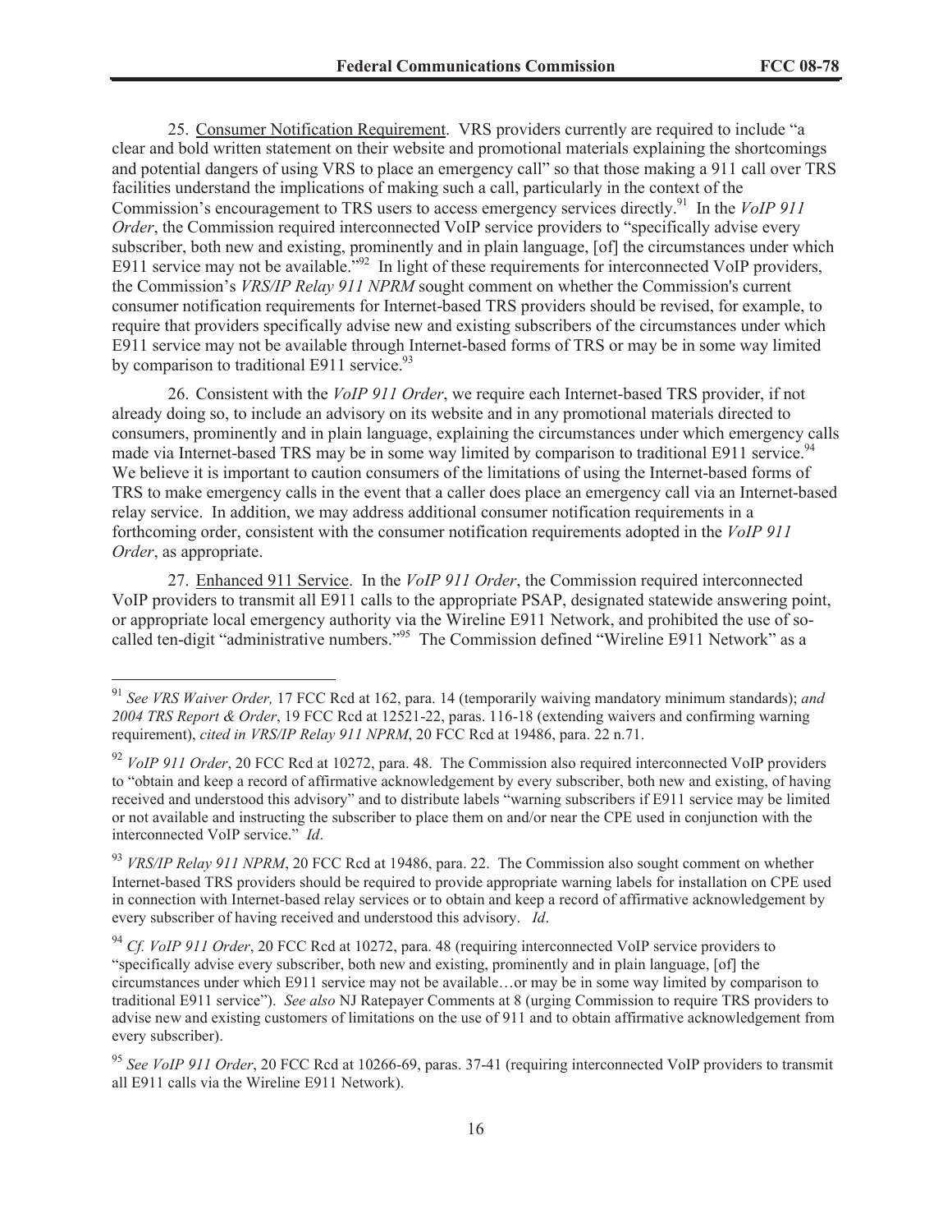25. Consumer Notification Requirement. VRS providers currently are required to include "a clear and bold written statement on their website and promotional materials explaining the shortcomings and potential dangers of using VRS to place an emergency call" so that those making a 911 call over TRS facilities understand the implications of making such a call, particularly in the context of the Commission's encouragement to TRS users to access emergency services directly.[91] In the *VoIP 911 Order*, the Commission required interconnected VoIP service providers to "specifically advise every subscriber, both new and existing, prominently and in plain language, [of] the circumstances under which E911 service may not be available."[92] In light of these requirements for interconnected VoIP providers, the Commission's *VRS/IP Relay 911 NPRM* sought comment on whether the Commission's current consumer notification requirements for Internet-based TRS providers should be revised, for example, to require that providers specifically advise new and existing subscribers of the circumstances under which E911 service may not be available through Internet-based forms of TRS or may be in some way limited by comparison to traditional E911 service.[93]

26. Consistent with the *VoIP 911 Order*, we require each Internet-based TRS provider, if not already doing so, to include an advisory on its website and in any promotional materials directed to consumers, prominently and in plain language, explaining the circumstances under which emergency calls made via Internet-based TRS may be in some way limited by comparison to traditional E911 service.[94] We believe it is important to caution consumers of the limitations of using the Internet-based forms of TRS to make emergency calls in the event that a caller does place an emergency call via an Internet-based relay service. In addition, we may address additional consumer notification requirements in a forthcoming order, consistent with the consumer notification requirements adopted in the *VoIP 911 Order*, as appropriate.

27. Enhanced 911 Service. In the *VoIP 911 Order*, the Commission required interconnected VoIP providers to transmit all E911 calls to the appropriate PSAP, designated statewide answering point, or appropriate local emergency authority via the Wireline E911 Network, and prohibited the use of so-called ten-digit "administrative numbers."[95] The Commission defined "Wireline E911 Network" as a

---

[91] *See VRS Waiver Order,* 17 FCC Rcd at 162, para. 14 (temporarily waiving mandatory minimum standards); *and 2004 TRS Report & Order*, 19 FCC Rcd at 12521-22, paras. 116-18 (extending waivers and confirming warning requirement), *cited in VRS/IP Relay 911 NPRM*, 20 FCC Rcd at 19486, para. 22 n.71.

[92] *VoIP 911 Order*, 20 FCC Rcd at 10272, para. 48. The Commission also required interconnected VoIP providers to "obtain and keep a record of affirmative acknowledgement by every subscriber, both new and existing, of having received and understood this advisory" and to distribute labels "warning subscribers if E911 service may be limited or not available and instructing the subscriber to place them on and/or near the CPE used in conjunction with the interconnected VoIP service." *Id*.

[93] *VRS/IP Relay 911 NPRM*, 20 FCC Rcd at 19486, para. 22. The Commission also sought comment on whether Internet-based TRS providers should be required to provide appropriate warning labels for installation on CPE used in connection with Internet-based relay services or to obtain and keep a record of affirmative acknowledgement by every subscriber of having received and understood this advisory. *Id*.

[94] *Cf. VoIP 911 Order*, 20 FCC Rcd at 10272, para. 48 (requiring interconnected VoIP service providers to "specifically advise every subscriber, both new and existing, prominently and in plain language, [of] the circumstances under which E911 service may not be available…or may be in some way limited by comparison to traditional E911 service"). *See also* NJ Ratepayer Comments at 8 (urging Commission to require TRS providers to advise new and existing customers of limitations on the use of 911 and to obtain affirmative acknowledgement from every subscriber).

[95] *See VoIP 911 Order*, 20 FCC Rcd at 10266-69, paras. 37-41 (requiring interconnected VoIP providers to transmit all E911 calls via the Wireline E911 Network).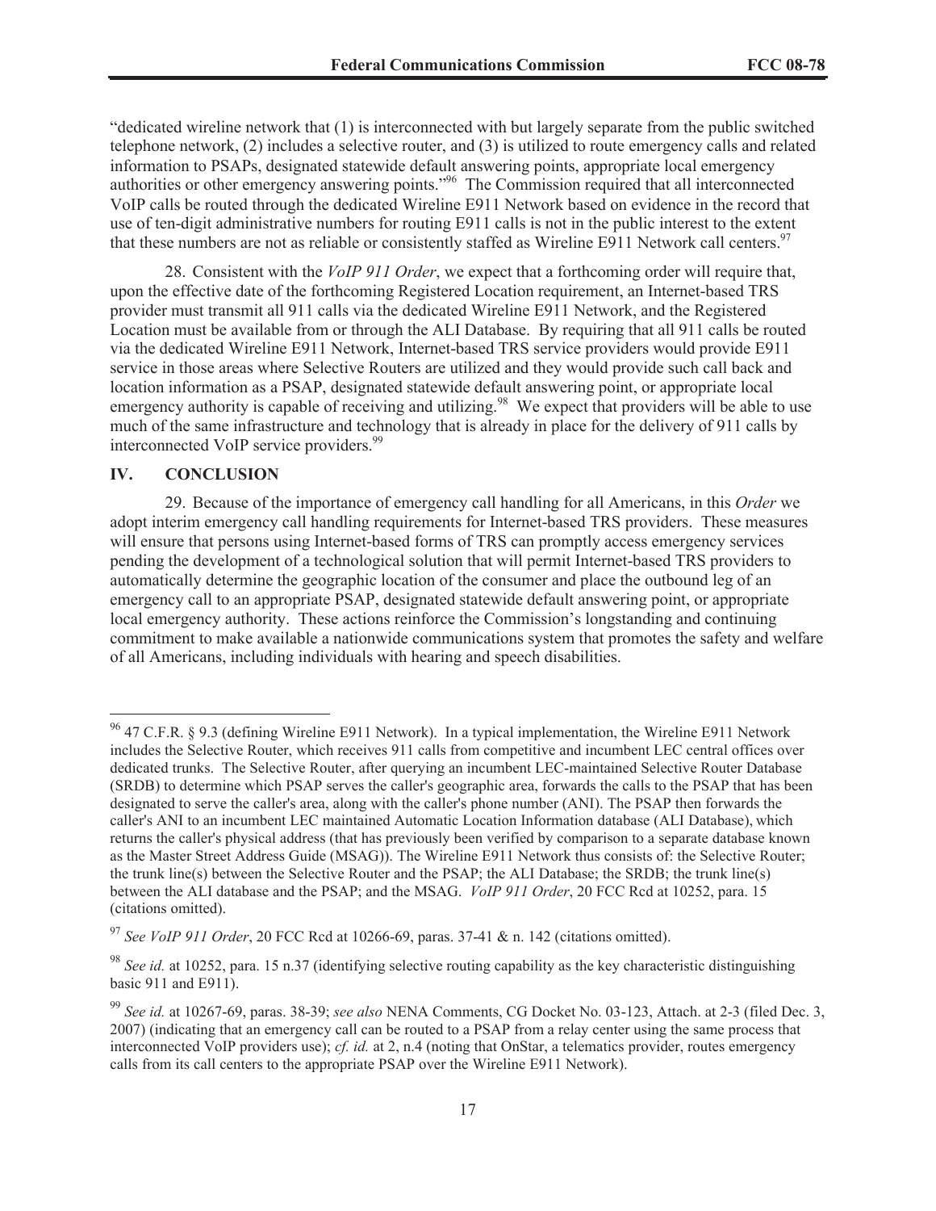"dedicated wireline network that (1) is interconnected with but largely separate from the public switched telephone network, (2) includes a selective router, and (3) is utilized to route emergency calls and related information to PSAPs, designated statewide default answering points, appropriate local emergency authorities or other emergency answering points."[96] The Commission required that all interconnected VoIP calls be routed through the dedicated Wireline E911 Network based on evidence in the record that use of ten-digit administrative numbers for routing E911 calls is not in the public interest to the extent that these numbers are not as reliable or consistently staffed as Wireline E911 Network call centers.[97]

28. Consistent with the *VoIP 911 Order*, we expect that a forthcoming order will require that, upon the effective date of the forthcoming Registered Location requirement, an Internet-based TRS provider must transmit all 911 calls via the dedicated Wireline E911 Network, and the Registered Location must be available from or through the ALI Database. By requiring that all 911 calls be routed via the dedicated Wireline E911 Network, Internet-based TRS service providers would provide E911 service in those areas where Selective Routers are utilized and they would provide such call back and location information as a PSAP, designated statewide default answering point, or appropriate local emergency authority is capable of receiving and utilizing.[98] We expect that providers will be able to use much of the same infrastructure and technology that is already in place for the delivery of 911 calls by interconnected VoIP service providers.[99]

## IV. CONCLUSION

29. Because of the importance of emergency call handling for all Americans, in this *Order* we adopt interim emergency call handling requirements for Internet-based TRS providers. These measures will ensure that persons using Internet-based forms of TRS can promptly access emergency services pending the development of a technological solution that will permit Internet-based TRS providers to automatically determine the geographic location of the consumer and place the outbound leg of an emergency call to an appropriate PSAP, designated statewide default answering point, or appropriate local emergency authority. These actions reinforce the Commission's longstanding and continuing commitment to make available a nationwide communications system that promotes the safety and welfare of all Americans, including individuals with hearing and speech disabilities.

---

[96] 47 C.F.R. § 9.3 (defining Wireline E911 Network). In a typical implementation, the Wireline E911 Network includes the Selective Router, which receives 911 calls from competitive and incumbent LEC central offices over dedicated trunks. The Selective Router, after querying an incumbent LEC-maintained Selective Router Database (SRDB) to determine which PSAP serves the caller's geographic area, forwards the calls to the PSAP that has been designated to serve the caller's area, along with the caller's phone number (ANI). The PSAP then forwards the caller's ANI to an incumbent LEC maintained Automatic Location Information database (ALI Database), which returns the caller's physical address (that has previously been verified by comparison to a separate database known as the Master Street Address Guide (MSAG)). The Wireline E911 Network thus consists of: the Selective Router; the trunk line(s) between the Selective Router and the PSAP; the ALI Database; the SRDB; the trunk line(s) between the ALI database and the PSAP; and the MSAG. *VoIP 911 Order*, 20 FCC Rcd at 10252, para. 15 (citations omitted).

[97] *See VoIP 911 Order*, 20 FCC Rcd at 10266-69, paras. 37-41 & n. 142 (citations omitted).

[98] *See id.* at 10252, para. 15 n.37 (identifying selective routing capability as the key characteristic distinguishing basic 911 and E911).

[99] *See id.* at 10267-69, paras. 38-39; *see also* NENA Comments, CG Docket No. 03-123, Attach. at 2-3 (filed Dec. 3, 2007) (indicating that an emergency call can be routed to a PSAP from a relay center using the same process that interconnected VoIP providers use); *cf. id.* at 2, n.4 (noting that OnStar, a telematics provider, routes emergency calls from its call centers to the appropriate PSAP over the Wireline E911 Network).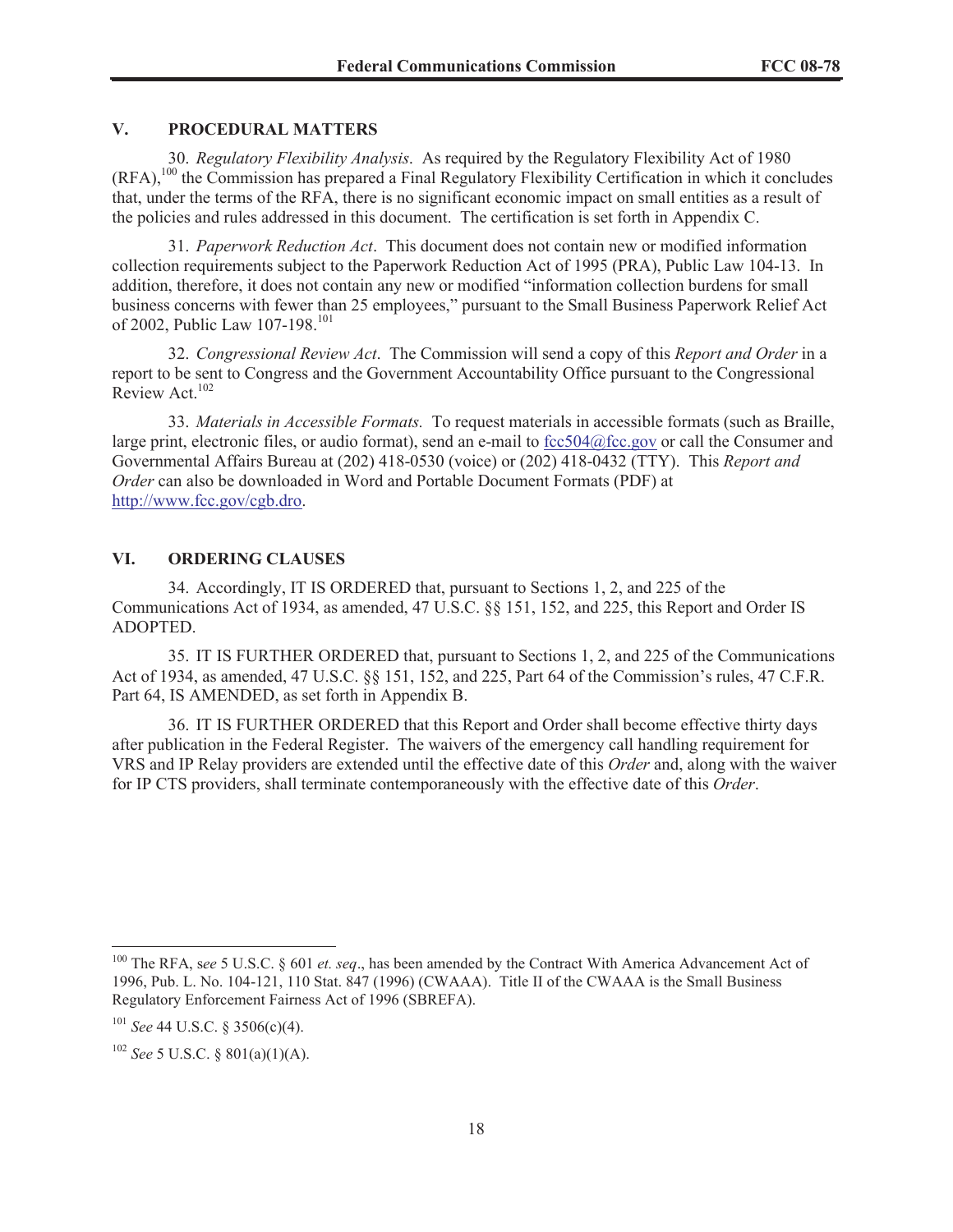## V. PROCEDURAL MATTERS

30. *Regulatory Flexibility Analysis*. As required by the Regulatory Flexibility Act of 1980 (RFA),[100] the Commission has prepared a Final Regulatory Flexibility Certification in which it concludes that, under the terms of the RFA, there is no significant economic impact on small entities as a result of the policies and rules addressed in this document. The certification is set forth in Appendix C.

31. *Paperwork Reduction Act*. This document does not contain new or modified information collection requirements subject to the Paperwork Reduction Act of 1995 (PRA), Public Law 104-13. In addition, therefore, it does not contain any new or modified "information collection burdens for small business concerns with fewer than 25 employees," pursuant to the Small Business Paperwork Relief Act of 2002, Public Law 107-198.[101]

32. *Congressional Review Act*. The Commission will send a copy of this *Report and Order* in a report to be sent to Congress and the Government Accountability Office pursuant to the Congressional Review Act.[102]

33. *Materials in Accessible Formats.* To request materials in accessible formats (such as Braille, large print, electronic files, or audio format), send an e-mail to fcc504@fcc.gov or call the Consumer and Governmental Affairs Bureau at (202) 418-0530 (voice) or (202) 418-0432 (TTY). This *Report and Order* can also be downloaded in Word and Portable Document Formats (PDF) at http://www.fcc.gov/cgb.dro.

## VI. ORDERING CLAUSES

34. Accordingly, IT IS ORDERED that, pursuant to Sections 1, 2, and 225 of the Communications Act of 1934, as amended, 47 U.S.C. §§ 151, 152, and 225, this Report and Order IS ADOPTED.

35. IT IS FURTHER ORDERED that, pursuant to Sections 1, 2, and 225 of the Communications Act of 1934, as amended, 47 U.S.C. §§ 151, 152, and 225, Part 64 of the Commission's rules, 47 C.F.R. Part 64, IS AMENDED, as set forth in Appendix B.

36. IT IS FURTHER ORDERED that this Report and Order shall become effective thirty days after publication in the Federal Register. The waivers of the emergency call handling requirement for VRS and IP Relay providers are extended until the effective date of this *Order* and, along with the waiver for IP CTS providers, shall terminate contemporaneously with the effective date of this *Order*.

---

[100] The RFA, s*ee* 5 U.S.C. § 601 *et. seq*., has been amended by the Contract With America Advancement Act of 1996, Pub. L. No. 104-121, 110 Stat. 847 (1996) (CWAAA). Title II of the CWAAA is the Small Business Regulatory Enforcement Fairness Act of 1996 (SBREFA).

[101] *See* 44 U.S.C. § 3506(c)(4).

[102] *See* 5 U.S.C. § 801(a)(1)(A).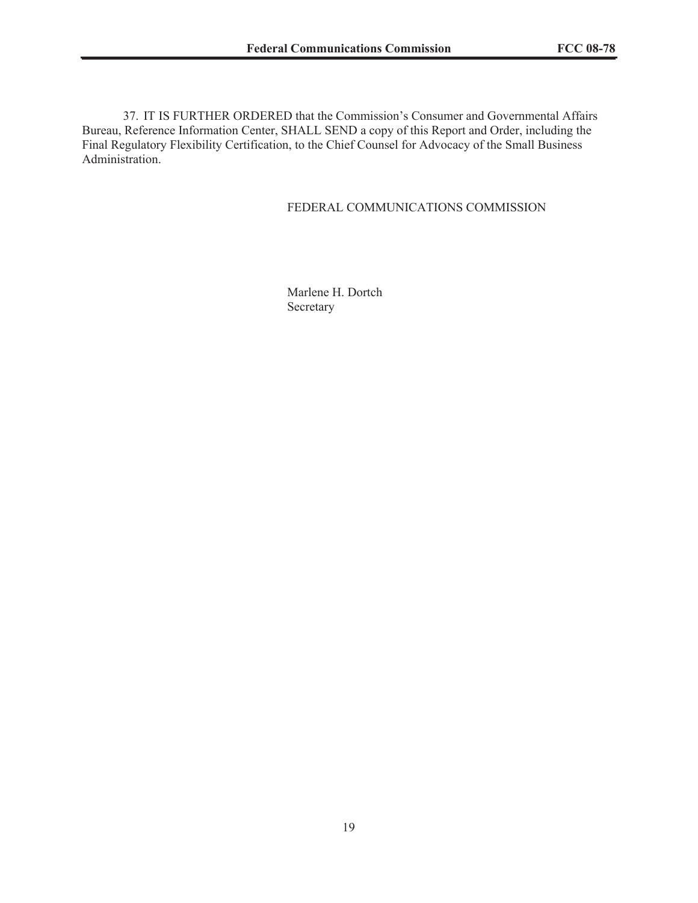37. IT IS FURTHER ORDERED that the Commission's Consumer and Governmental Affairs Bureau, Reference Information Center, SHALL SEND a copy of this Report and Order, including the Final Regulatory Flexibility Certification, to the Chief Counsel for Advocacy of the Small Business Administration.

FEDERAL COMMUNICATIONS COMMISSION

Marlene H. Dortch
Secretary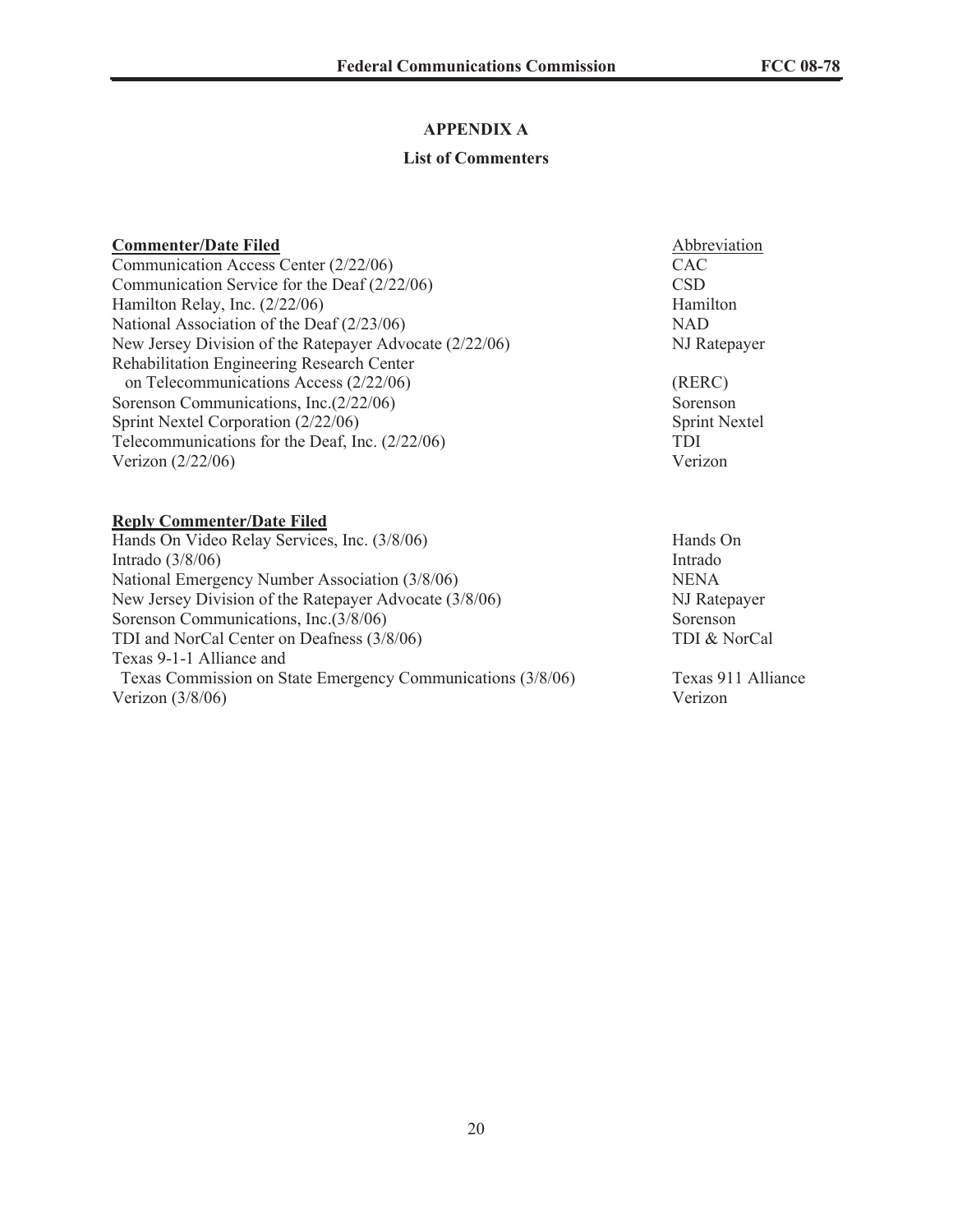## APPENDIX A

### List of Commenters

| **Commenter/Date Filed** | Abbreviation |
|---|---|
| Communication Access Center (2/22/06) | CAC |
| Communication Service for the Deaf (2/22/06) | CSD |
| Hamilton Relay, Inc. (2/22/06) | Hamilton |
| National Association of the Deaf (2/23/06) | NAD |
| New Jersey Division of the Ratepayer Advocate (2/22/06) | NJ Ratepayer |
| Rehabilitation Engineering Research Center on Telecommunications Access (2/22/06) | (RERC) |
| Sorenson Communications, Inc.(2/22/06) | Sorenson |
| Sprint Nextel Corporation (2/22/06) | Sprint Nextel |
| Telecommunications for the Deaf, Inc. (2/22/06) | TDI |
| Verizon (2/22/06) | Verizon |

| **Reply Commenter/Date Filed** | |
|---|---|
| Hands On Video Relay Services, Inc. (3/8/06) | Hands On |
| Intrado (3/8/06) | Intrado |
| National Emergency Number Association (3/8/06) | NENA |
| New Jersey Division of the Ratepayer Advocate (3/8/06) | NJ Ratepayer |
| Sorenson Communications, Inc.(3/8/06) | Sorenson |
| TDI and NorCal Center on Deafness (3/8/06) | TDI & NorCal |
| Texas 9-1-1 Alliance and Texas Commission on State Emergency Communications (3/8/06) | Texas 911 Alliance |
| Verizon (3/8/06) | Verizon |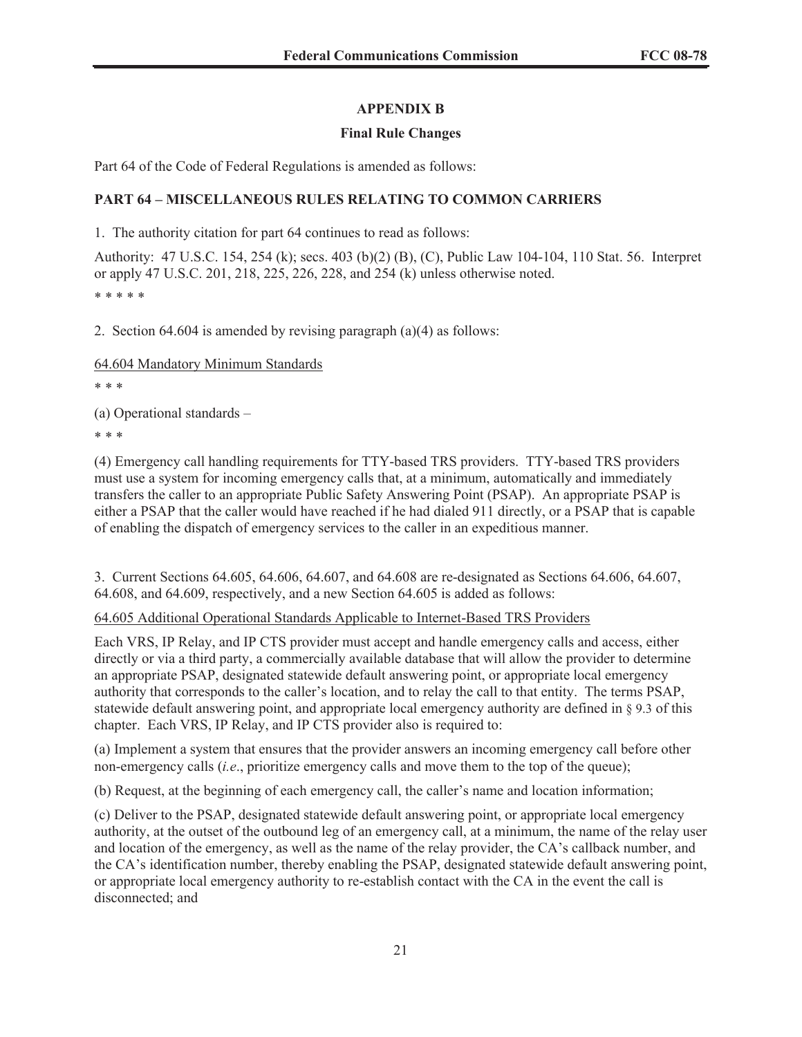## APPENDIX B

### Final Rule Changes

Part 64 of the Code of Federal Regulations is amended as follows:

**PART 64 – MISCELLANEOUS RULES RELATING TO COMMON CARRIERS**

1. The authority citation for part 64 continues to read as follows:

Authority: 47 U.S.C. 154, 254 (k); secs. 403 (b)(2) (B), (C), Public Law 104-104, 110 Stat. 56. Interpret or apply 47 U.S.C. 201, 218, 225, 226, 228, and 254 (k) unless otherwise noted.

\* \* \* \* \*

2. Section 64.604 is amended by revising paragraph (a)(4) as follows:

64.604 Mandatory Minimum Standards

\* \* \*

(a) Operational standards –

\* \* \*

(4) Emergency call handling requirements for TTY-based TRS providers. TTY-based TRS providers must use a system for incoming emergency calls that, at a minimum, automatically and immediately transfers the caller to an appropriate Public Safety Answering Point (PSAP). An appropriate PSAP is either a PSAP that the caller would have reached if he had dialed 911 directly, or a PSAP that is capable of enabling the dispatch of emergency services to the caller in an expeditious manner.

3. Current Sections 64.605, 64.606, 64.607, and 64.608 are re-designated as Sections 64.606, 64.607, 64.608, and 64.609, respectively, and a new Section 64.605 is added as follows:

64.605 Additional Operational Standards Applicable to Internet-Based TRS Providers

Each VRS, IP Relay, and IP CTS provider must accept and handle emergency calls and access, either directly or via a third party, a commercially available database that will allow the provider to determine an appropriate PSAP, designated statewide default answering point, or appropriate local emergency authority that corresponds to the caller's location, and to relay the call to that entity. The terms PSAP, statewide default answering point, and appropriate local emergency authority are defined in § 9.3 of this chapter. Each VRS, IP Relay, and IP CTS provider also is required to:

(a) Implement a system that ensures that the provider answers an incoming emergency call before other non-emergency calls (*i.e*., prioritize emergency calls and move them to the top of the queue);

(b) Request, at the beginning of each emergency call, the caller's name and location information;

(c) Deliver to the PSAP, designated statewide default answering point, or appropriate local emergency authority, at the outset of the outbound leg of an emergency call, at a minimum, the name of the relay user and location of the emergency, as well as the name of the relay provider, the CA's callback number, and the CA's identification number, thereby enabling the PSAP, designated statewide default answering point, or appropriate local emergency authority to re-establish contact with the CA in the event the call is disconnected; and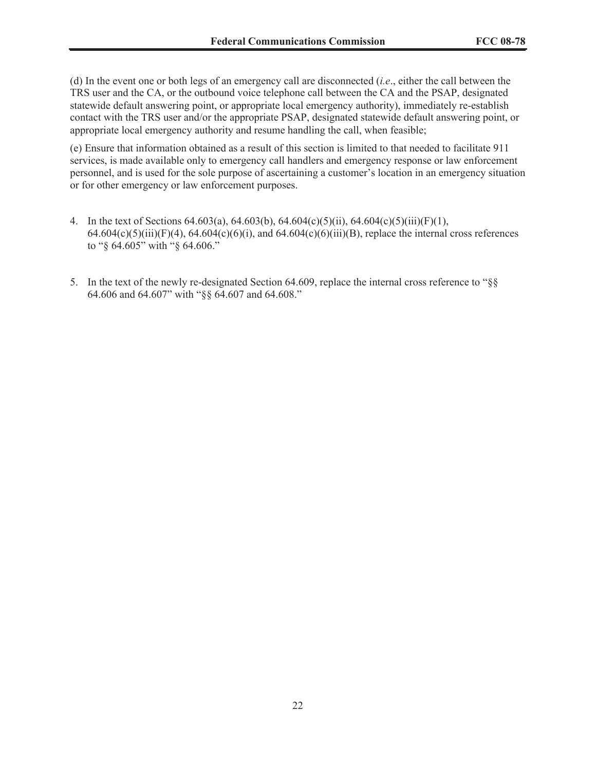(d) In the event one or both legs of an emergency call are disconnected (*i.e*., either the call between the TRS user and the CA, or the outbound voice telephone call between the CA and the PSAP, designated statewide default answering point, or appropriate local emergency authority), immediately re-establish contact with the TRS user and/or the appropriate PSAP, designated statewide default answering point, or appropriate local emergency authority and resume handling the call, when feasible;

(e) Ensure that information obtained as a result of this section is limited to that needed to facilitate 911 services, is made available only to emergency call handlers and emergency response or law enforcement personnel, and is used for the sole purpose of ascertaining a customer's location in an emergency situation or for other emergency or law enforcement purposes.

4. In the text of Sections 64.603(a), 64.603(b), 64.604(c)(5)(ii), 64.604(c)(5)(iii)(F)(1), 64.604(c)(5)(iii)(F)(4), 64.604(c)(6)(i), and 64.604(c)(6)(iii)(B), replace the internal cross references to "§ 64.605" with "§ 64.606."

5. In the text of the newly re-designated Section 64.609, replace the internal cross reference to "§§ 64.606 and 64.607" with "§§ 64.607 and 64.608."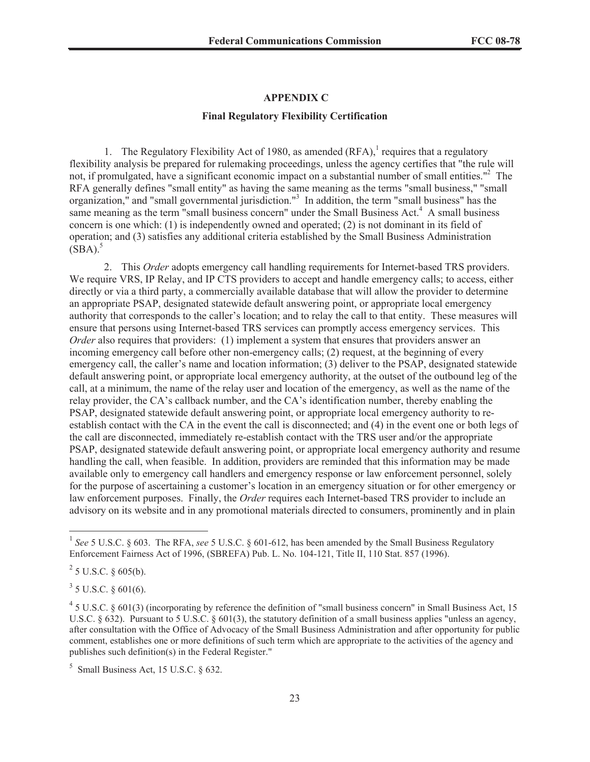## APPENDIX C

### Final Regulatory Flexibility Certification

1. The Regulatory Flexibility Act of 1980, as amended (RFA),[1] requires that a regulatory flexibility analysis be prepared for rulemaking proceedings, unless the agency certifies that "the rule will not, if promulgated, have a significant economic impact on a substantial number of small entities."[2] The RFA generally defines "small entity" as having the same meaning as the terms "small business," "small organization," and "small governmental jurisdiction."[3] In addition, the term "small business" has the same meaning as the term "small business concern" under the Small Business Act.[4] A small business concern is one which: (1) is independently owned and operated; (2) is not dominant in its field of operation; and (3) satisfies any additional criteria established by the Small Business Administration (SBA).[5]

2. This *Order* adopts emergency call handling requirements for Internet-based TRS providers. We require VRS, IP Relay, and IP CTS providers to accept and handle emergency calls; to access, either directly or via a third party, a commercially available database that will allow the provider to determine an appropriate PSAP, designated statewide default answering point, or appropriate local emergency authority that corresponds to the caller's location; and to relay the call to that entity. These measures will ensure that persons using Internet-based TRS services can promptly access emergency services. This *Order* also requires that providers: (1) implement a system that ensures that providers answer an incoming emergency call before other non-emergency calls; (2) request, at the beginning of every emergency call, the caller's name and location information; (3) deliver to the PSAP, designated statewide default answering point, or appropriate local emergency authority, at the outset of the outbound leg of the call, at a minimum, the name of the relay user and location of the emergency, as well as the name of the relay provider, the CA's callback number, and the CA's identification number, thereby enabling the PSAP, designated statewide default answering point, or appropriate local emergency authority to re-establish contact with the CA in the event the call is disconnected; and (4) in the event one or both legs of the call are disconnected, immediately re-establish contact with the TRS user and/or the appropriate PSAP, designated statewide default answering point, or appropriate local emergency authority and resume handling the call, when feasible. In addition, providers are reminded that this information may be made available only to emergency call handlers and emergency response or law enforcement personnel, solely for the purpose of ascertaining a customer's location in an emergency situation or for other emergency or law enforcement purposes. Finally, the *Order* requires each Internet-based TRS provider to include an advisory on its website and in any promotional materials directed to consumers, prominently and in plain

---

[1] *See* 5 U.S.C. § 603. The RFA, *see* 5 U.S.C. § 601-612, has been amended by the Small Business Regulatory Enforcement Fairness Act of 1996, (SBREFA) Pub. L. No. 104-121, Title II, 110 Stat. 857 (1996).

[2] 5 U.S.C. § 605(b).

[3] 5 U.S.C. § 601(6).

[4] 5 U.S.C. § 601(3) (incorporating by reference the definition of "small business concern" in Small Business Act, 15 U.S.C. § 632). Pursuant to 5 U.S.C. § 601(3), the statutory definition of a small business applies "unless an agency, after consultation with the Office of Advocacy of the Small Business Administration and after opportunity for public comment, establishes one or more definitions of such term which are appropriate to the activities of the agency and publishes such definition(s) in the Federal Register."

[5] Small Business Act, 15 U.S.C. § 632.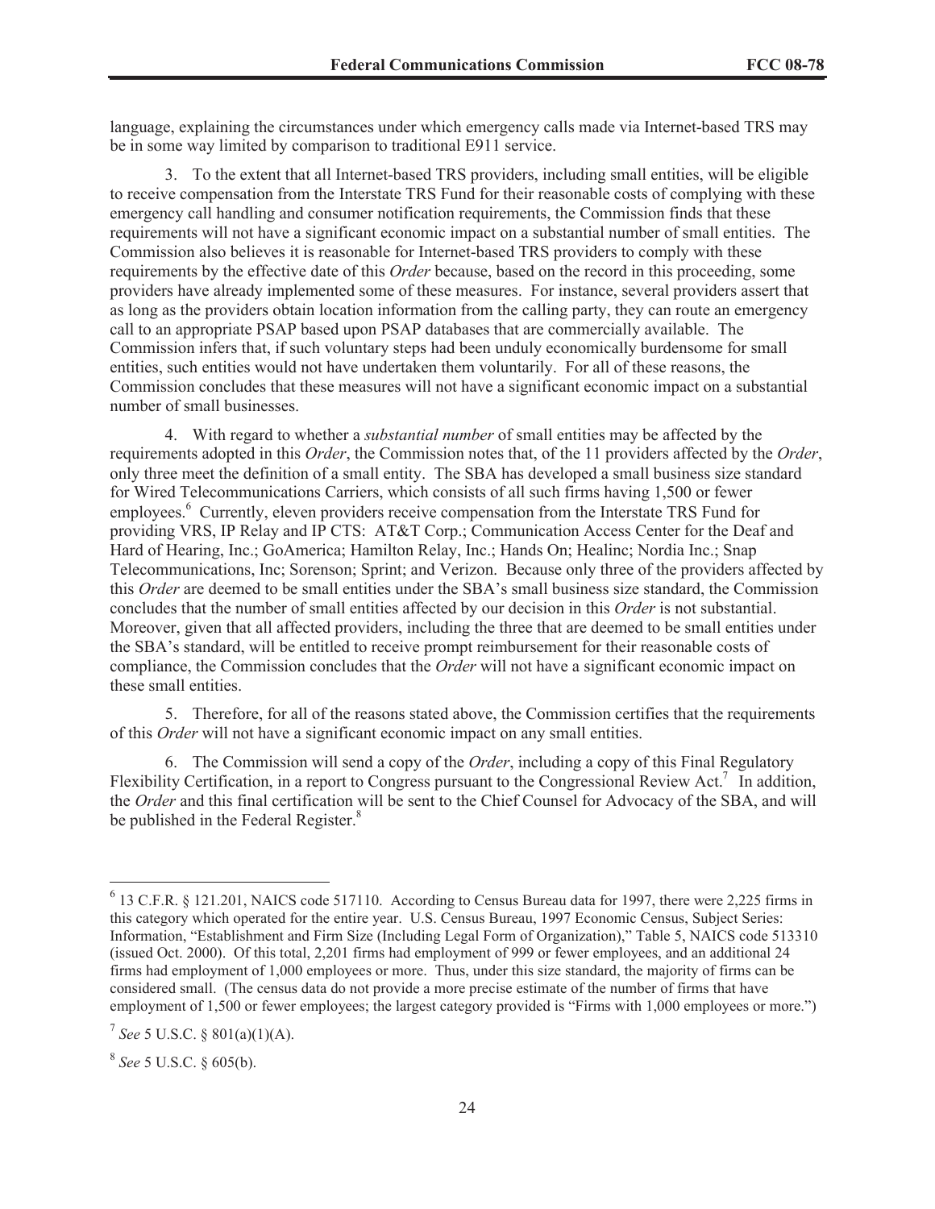language, explaining the circumstances under which emergency calls made via Internet-based TRS may be in some way limited by comparison to traditional E911 service.

3. To the extent that all Internet-based TRS providers, including small entities, will be eligible to receive compensation from the Interstate TRS Fund for their reasonable costs of complying with these emergency call handling and consumer notification requirements, the Commission finds that these requirements will not have a significant economic impact on a substantial number of small entities. The Commission also believes it is reasonable for Internet-based TRS providers to comply with these requirements by the effective date of this *Order* because, based on the record in this proceeding, some providers have already implemented some of these measures. For instance, several providers assert that as long as the providers obtain location information from the calling party, they can route an emergency call to an appropriate PSAP based upon PSAP databases that are commercially available. The Commission infers that, if such voluntary steps had been unduly economically burdensome for small entities, such entities would not have undertaken them voluntarily. For all of these reasons, the Commission concludes that these measures will not have a significant economic impact on a substantial number of small businesses.

4. With regard to whether a *substantial number* of small entities may be affected by the requirements adopted in this *Order*, the Commission notes that, of the 11 providers affected by the *Order*, only three meet the definition of a small entity. The SBA has developed a small business size standard for Wired Telecommunications Carriers, which consists of all such firms having 1,500 or fewer employees.[6] Currently, eleven providers receive compensation from the Interstate TRS Fund for providing VRS, IP Relay and IP CTS: AT&T Corp.; Communication Access Center for the Deaf and Hard of Hearing, Inc.; GoAmerica; Hamilton Relay, Inc.; Hands On; Healinc; Nordia Inc.; Snap Telecommunications, Inc; Sorenson; Sprint; and Verizon. Because only three of the providers affected by this *Order* are deemed to be small entities under the SBA's small business size standard, the Commission concludes that the number of small entities affected by our decision in this *Order* is not substantial. Moreover, given that all affected providers, including the three that are deemed to be small entities under the SBA's standard, will be entitled to receive prompt reimbursement for their reasonable costs of compliance, the Commission concludes that the *Order* will not have a significant economic impact on these small entities.

5. Therefore, for all of the reasons stated above, the Commission certifies that the requirements of this *Order* will not have a significant economic impact on any small entities.

6. The Commission will send a copy of the *Order*, including a copy of this Final Regulatory Flexibility Certification, in a report to Congress pursuant to the Congressional Review Act.[7] In addition, the *Order* and this final certification will be sent to the Chief Counsel for Advocacy of the SBA, and will be published in the Federal Register.[8]

---

[6] 13 C.F.R. § 121.201, NAICS code 517110. According to Census Bureau data for 1997, there were 2,225 firms in this category which operated for the entire year. U.S. Census Bureau, 1997 Economic Census, Subject Series: Information, "Establishment and Firm Size (Including Legal Form of Organization)," Table 5, NAICS code 513310 (issued Oct. 2000). Of this total, 2,201 firms had employment of 999 or fewer employees, and an additional 24 firms had employment of 1,000 employees or more. Thus, under this size standard, the majority of firms can be considered small. (The census data do not provide a more precise estimate of the number of firms that have employment of 1,500 or fewer employees; the largest category provided is "Firms with 1,000 employees or more.")

[7] *See* 5 U.S.C. § 801(a)(1)(A).

[8] *See* 5 U.S.C. § 605(b).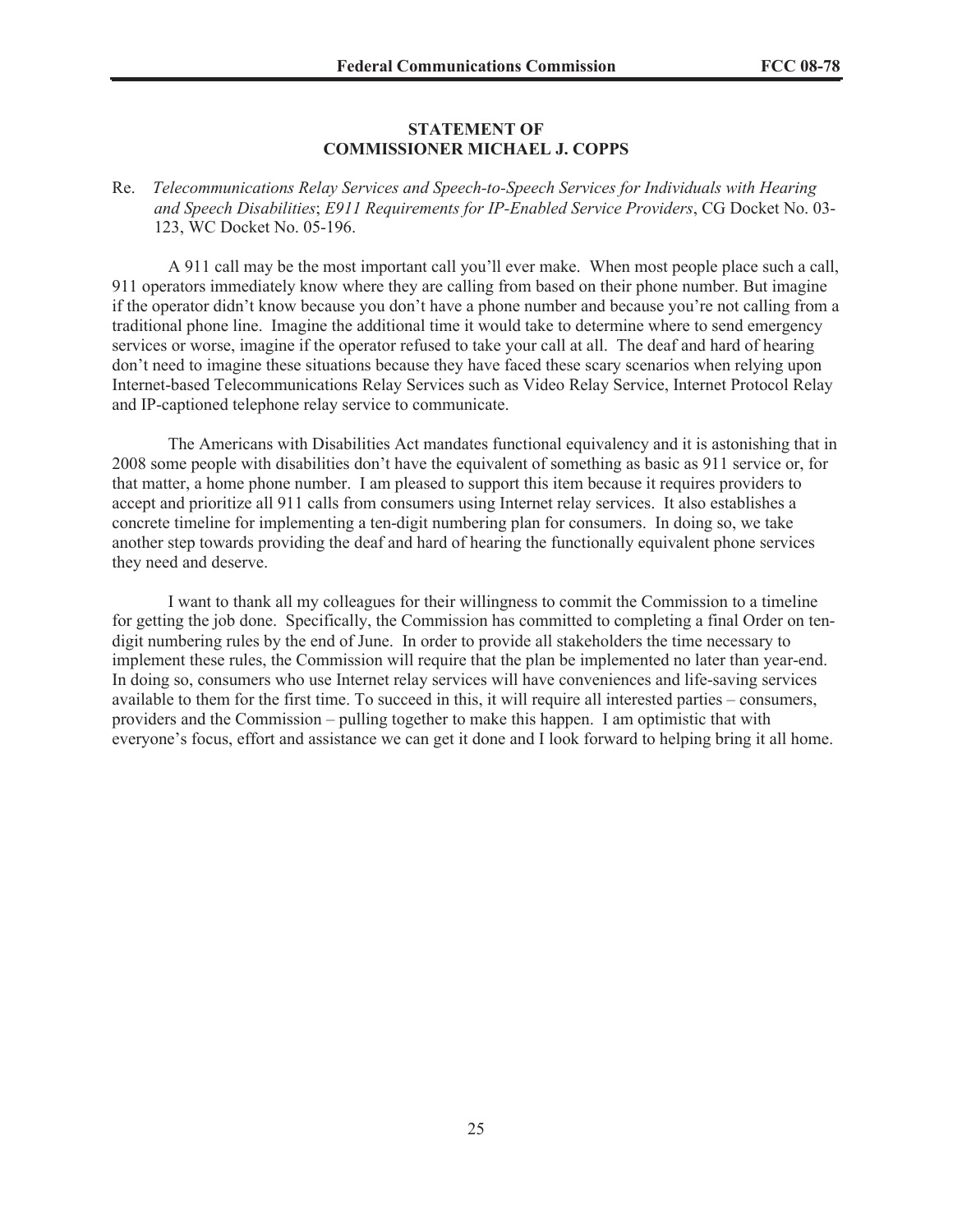**STATEMENT OF**
**COMMISSIONER MICHAEL J. COPPS**

Re. *Telecommunications Relay Services and Speech-to-Speech Services for Individuals with Hearing and Speech Disabilities*; *E911 Requirements for IP-Enabled Service Providers*, CG Docket No. 03-123, WC Docket No. 05-196.

A 911 call may be the most important call you'll ever make. When most people place such a call, 911 operators immediately know where they are calling from based on their phone number. But imagine if the operator didn't know because you don't have a phone number and because you're not calling from a traditional phone line. Imagine the additional time it would take to determine where to send emergency services or worse, imagine if the operator refused to take your call at all. The deaf and hard of hearing don't need to imagine these situations because they have faced these scary scenarios when relying upon Internet-based Telecommunications Relay Services such as Video Relay Service, Internet Protocol Relay and IP-captioned telephone relay service to communicate.

The Americans with Disabilities Act mandates functional equivalency and it is astonishing that in 2008 some people with disabilities don't have the equivalent of something as basic as 911 service or, for that matter, a home phone number. I am pleased to support this item because it requires providers to accept and prioritize all 911 calls from consumers using Internet relay services. It also establishes a concrete timeline for implementing a ten-digit numbering plan for consumers. In doing so, we take another step towards providing the deaf and hard of hearing the functionally equivalent phone services they need and deserve.

I want to thank all my colleagues for their willingness to commit the Commission to a timeline for getting the job done. Specifically, the Commission has committed to completing a final Order on ten-digit numbering rules by the end of June. In order to provide all stakeholders the time necessary to implement these rules, the Commission will require that the plan be implemented no later than year-end. In doing so, consumers who use Internet relay services will have conveniences and life-saving services available to them for the first time. To succeed in this, it will require all interested parties – consumers, providers and the Commission – pulling together to make this happen. I am optimistic that with everyone's focus, effort and assistance we can get it done and I look forward to helping bring it all home.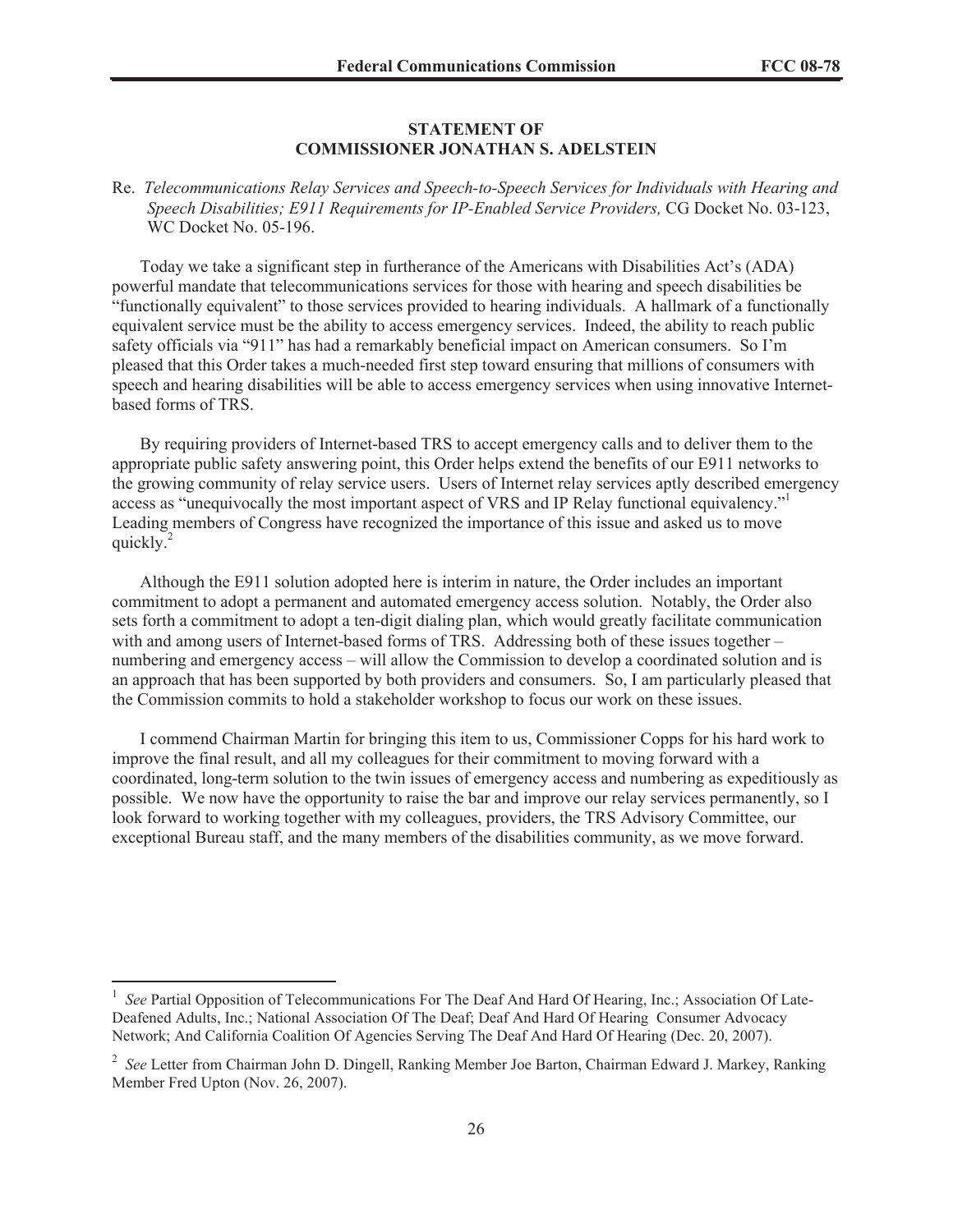**STATEMENT OF**
**COMMISSIONER JONATHAN S. ADELSTEIN**

Re. *Telecommunications Relay Services and Speech-to-Speech Services for Individuals with Hearing and Speech Disabilities; E911 Requirements for IP-Enabled Service Providers,* CG Docket No. 03-123, WC Docket No. 05-196.

Today we take a significant step in furtherance of the Americans with Disabilities Act's (ADA) powerful mandate that telecommunications services for those with hearing and speech disabilities be "functionally equivalent" to those services provided to hearing individuals. A hallmark of a functionally equivalent service must be the ability to access emergency services. Indeed, the ability to reach public safety officials via "911" has had a remarkably beneficial impact on American consumers. So I'm pleased that this Order takes a much-needed first step toward ensuring that millions of consumers with speech and hearing disabilities will be able to access emergency services when using innovative Internet-based forms of TRS.

By requiring providers of Internet-based TRS to accept emergency calls and to deliver them to the appropriate public safety answering point, this Order helps extend the benefits of our E911 networks to the growing community of relay service users. Users of Internet relay services aptly described emergency access as "unequivocally the most important aspect of VRS and IP Relay functional equivalency."[1] Leading members of Congress have recognized the importance of this issue and asked us to move quickly.[2]

Although the E911 solution adopted here is interim in nature, the Order includes an important commitment to adopt a permanent and automated emergency access solution. Notably, the Order also sets forth a commitment to adopt a ten-digit dialing plan, which would greatly facilitate communication with and among users of Internet-based forms of TRS. Addressing both of these issues together – numbering and emergency access – will allow the Commission to develop a coordinated solution and is an approach that has been supported by both providers and consumers. So, I am particularly pleased that the Commission commits to hold a stakeholder workshop to focus our work on these issues.

I commend Chairman Martin for bringing this item to us, Commissioner Copps for his hard work to improve the final result, and all my colleagues for their commitment to moving forward with a coordinated, long-term solution to the twin issues of emergency access and numbering as expeditiously as possible. We now have the opportunity to raise the bar and improve our relay services permanently, so I look forward to working together with my colleagues, providers, the TRS Advisory Committee, our exceptional Bureau staff, and the many members of the disabilities community, as we move forward.

---

[1] *See* Partial Opposition of Telecommunications For The Deaf And Hard Of Hearing, Inc.; Association Of Late-Deafened Adults, Inc.; National Association Of The Deaf; Deaf And Hard Of Hearing Consumer Advocacy Network; And California Coalition Of Agencies Serving The Deaf And Hard Of Hearing (Dec. 20, 2007).

[2] *See* Letter from Chairman John D. Dingell, Ranking Member Joe Barton, Chairman Edward J. Markey, Ranking Member Fred Upton (Nov. 26, 2007).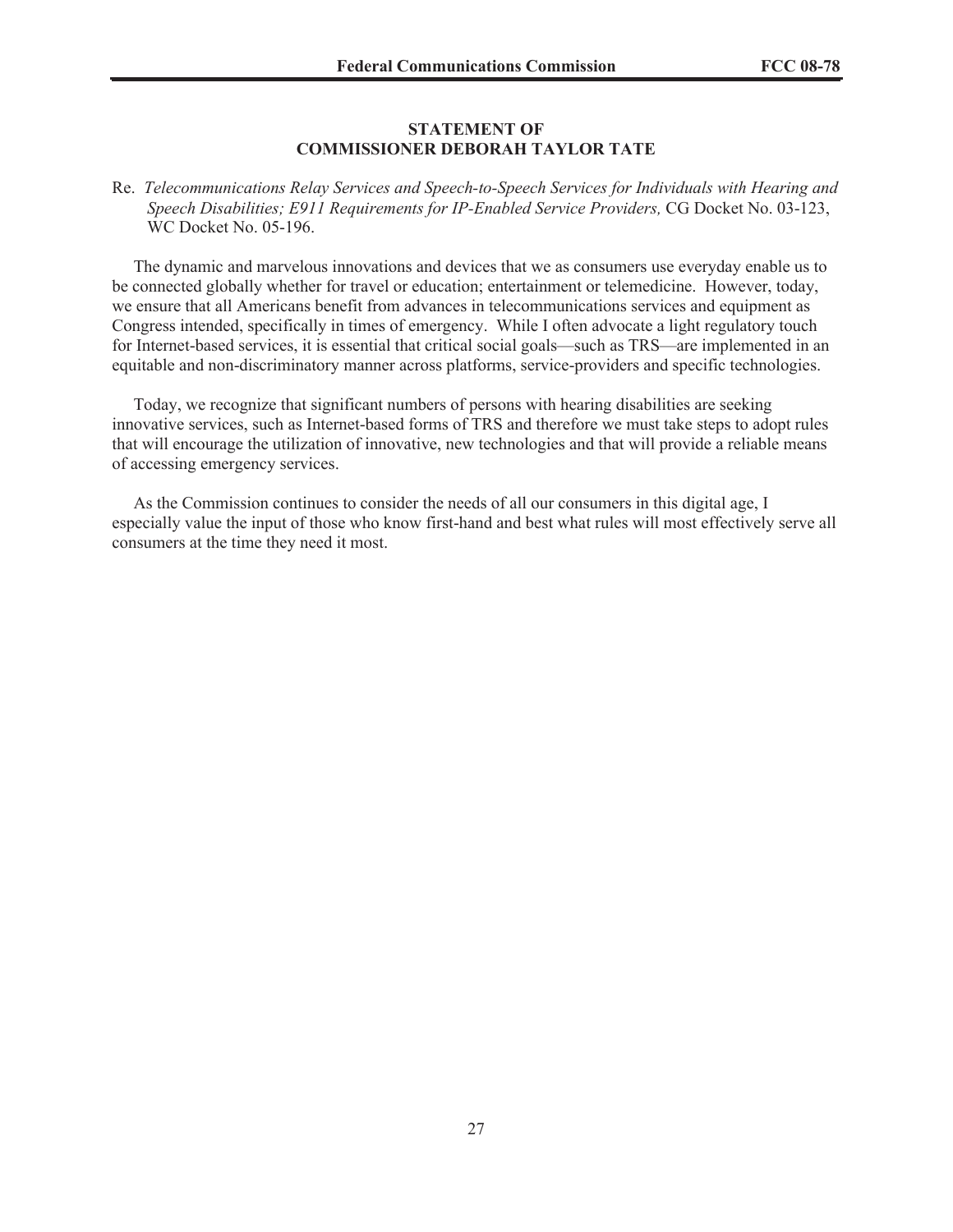## STATEMENT OF
## COMMISSIONER DEBORAH TAYLOR TATE

Re. *Telecommunications Relay Services and Speech-to-Speech Services for Individuals with Hearing and Speech Disabilities; E911 Requirements for IP-Enabled Service Providers,* CG Docket No. 03-123, WC Docket No. 05-196.

The dynamic and marvelous innovations and devices that we as consumers use everyday enable us to be connected globally whether for travel or education; entertainment or telemedicine. However, today, we ensure that all Americans benefit from advances in telecommunications services and equipment as Congress intended, specifically in times of emergency. While I often advocate a light regulatory touch for Internet-based services, it is essential that critical social goals—such as TRS—are implemented in an equitable and non-discriminatory manner across platforms, service-providers and specific technologies.

Today, we recognize that significant numbers of persons with hearing disabilities are seeking innovative services, such as Internet-based forms of TRS and therefore we must take steps to adopt rules that will encourage the utilization of innovative, new technologies and that will provide a reliable means of accessing emergency services.

As the Commission continues to consider the needs of all our consumers in this digital age, I especially value the input of those who know first-hand and best what rules will most effectively serve all consumers at the time they need it most.